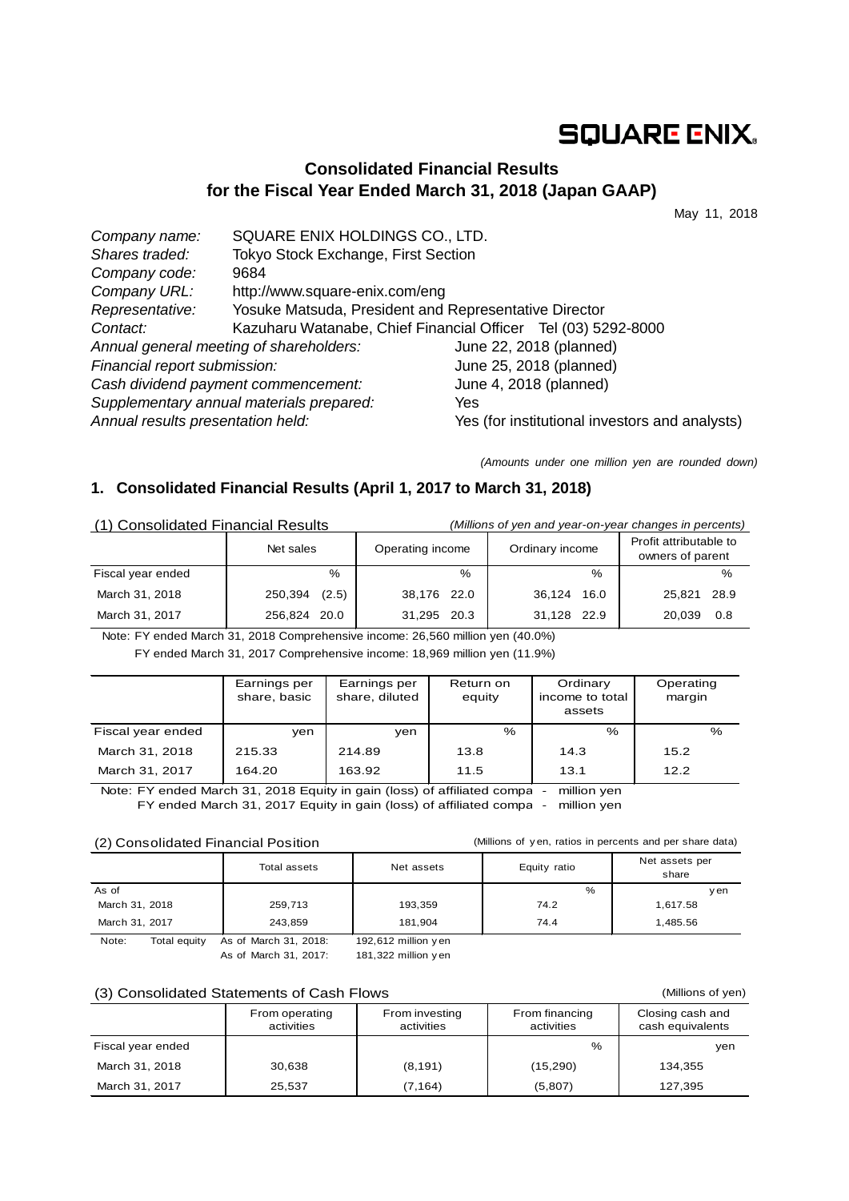SQUARE ENIX.

## Consolidated Financial Results for the Fiscal Year Ended March 31, 2018 (Japan GAAP)

May 11, 2018

| | |
|---|---|
| *Company name:* | SQUARE ENIX HOLDINGS CO., LTD. |
| *Shares traded:* | Tokyo Stock Exchange, First Section |
| *Company code:* | 9684 |
| *Company URL:* | http://www.square-enix.com/eng |
| *Representative:* | Yosuke Matsuda, President and Representative Director |
| *Contact:* | Kazuharu Watanabe, Chief Financial Officer Tel (03) 5292-8000 |
| *Annual general meeting of shareholders:* | June 22, 2018 (planned) |
| *Financial report submission:* | June 25, 2018 (planned) |
| *Cash dividend payment commencement:* | June 4, 2018 (planned) |
| *Supplementary annual materials prepared:* | Yes |
| *Annual results presentation held:* | Yes (for institutional investors and analysts) |

*(Amounts under one million yen are rounded down)*

### 1. Consolidated Financial Results (April 1, 2017 to March 31, 2018)

(1) Consolidated Financial Results

*(Millions of yen and year-on-year changes in percents)*

| | Net sales | | Operating income | | Ordinary income | | Profit attributable to owners of parent | |
|---|---|---|---|---|---|---|---|---|
| Fiscal year ended | | % | | % | | % | | % |
| March 31, 2018 | 250,394 | (2.5) | 38,176 | 22.0 | 36,124 | 16.0 | 25,821 | 28.9 |
| March 31, 2017 | 256,824 | 20.0 | 31,295 | 20.3 | 31,128 | 22.9 | 20,039 | 0.8 |

Note: FY ended March 31, 2018 Comprehensive income: 26,560 million yen (40.0%)
FY ended March 31, 2017 Comprehensive income: 18,969 million yen (11.9%)

| | Earnings per share, basic | Earnings per share, diluted | Return on equity | Ordinary income to total assets | Operating margin |
|---|---|---|---|---|---|
| Fiscal year ended | yen | yen | % | % | % |
| March 31, 2018 | 215.33 | 214.89 | 13.8 | 14.3 | 15.2 |
| March 31, 2017 | 164.20 | 163.92 | 11.5 | 13.1 | 12.2 |

Note: FY ended March 31, 2018 Equity in gain (loss) of affiliated compa - million yen
FY ended March 31, 2017 Equity in gain (loss) of affiliated compa - million yen

(2) Consolidated Financial Position

(Millions of yen, ratios in percents and per share data)

| | Total assets | Net assets | Equity ratio | Net assets per share |
|---|---|---|---|---|
| As of | | | % | yen |
| March 31, 2018 | 259,713 | 193,359 | 74.2 | 1,617.58 |
| March 31, 2017 | 243,859 | 181,904 | 74.4 | 1,485.56 |

Note: Total equity As of March 31, 2018: 192,612 million yen
As of March 31, 2017: 181,322 million yen

(3) Consolidated Statements of Cash Flows

(Millions of yen)

| | From operating activities | From investing activities | From financing activities | Closing cash and cash equivalents |
|---|---|---|---|---|
| Fiscal year ended | | | % | yen |
| March 31, 2018 | 30,638 | (8,191) | (15,290) | 134,355 |
| March 31, 2017 | 25,537 | (7,164) | (5,807) | 127,395 |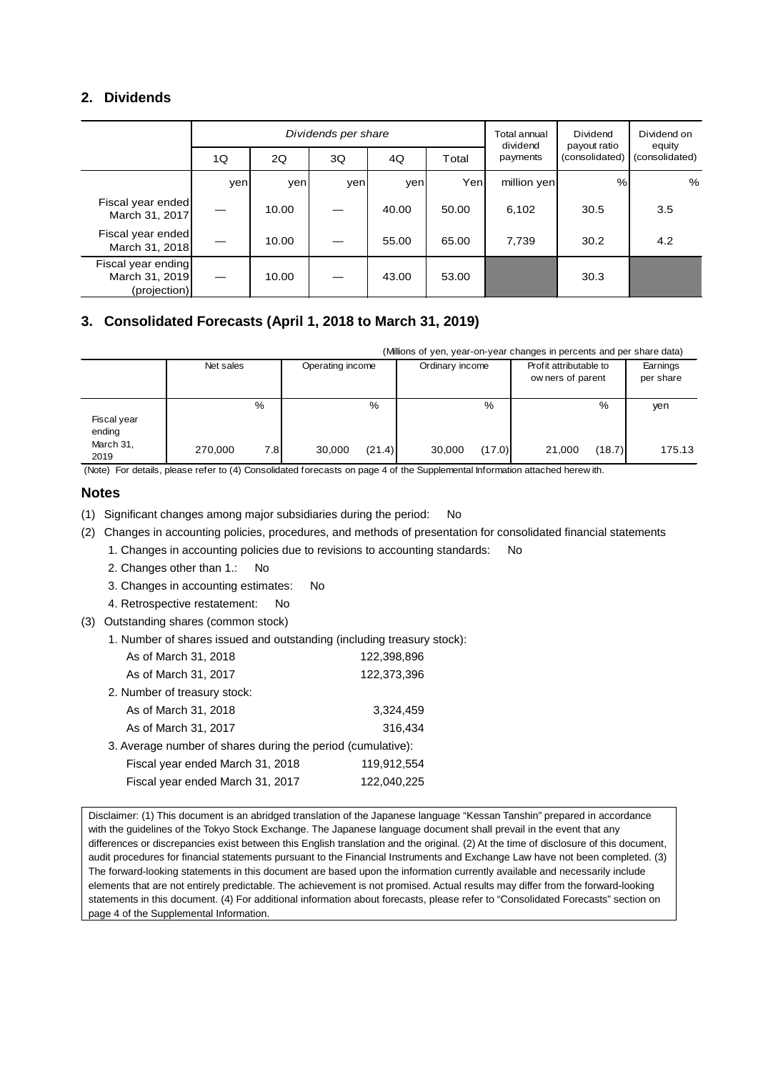## 2. Dividends

| | Dividends per share | | | | | Total annual dividend payments | Dividend payout ratio (consolidated) | Dividend on equity (consolidated) |
|---|---|---|---|---|---|---|---|---|
| | 1Q | 2Q | 3Q | 4Q | Total | | | |
| | yen | yen | yen | yen | Yen | million yen | % | % |
| Fiscal year ended March 31, 2017 | — | 10.00 | — | 40.00 | 50.00 | 6,102 | 30.5 | 3.5 |
| Fiscal year ended March 31, 2018 | — | 10.00 | — | 55.00 | 65.00 | 7,739 | 30.2 | 4.2 |
| Fiscal year ending March 31, 2019 (projection) | — | 10.00 | — | 43.00 | 53.00 | | 30.3 | |

## 3. Consolidated Forecasts (April 1, 2018 to March 31, 2019)

(Millions of yen, year-on-year changes in percents and per share data)

| | Net sales | | Operating income | | Ordinary income | | Profit attributable to owners of parent | | Earnings per share |
|---|---|---|---|---|---|---|---|---|---|
| | | % | | % | | % | | % | yen |
| Fiscal year ending March 31, 2019 | 270,000 | 7.8 | 30,000 | (21.4) | 30,000 | (17.0) | 21,000 | (18.7) | 175.13 |

(Note) For details, please refer to (4) Consolidated forecasts on page 4 of the Supplemental Information attached herewith.

## Notes

(1) Significant changes among major subsidiaries during the period: No

(2) Changes in accounting policies, procedures, and methods of presentation for consolidated financial statements

1. Changes in accounting policies due to revisions to accounting standards: No
2. Changes other than 1.: No
3. Changes in accounting estimates: No
4. Retrospective restatement: No

(3) Outstanding shares (common stock)

1. Number of shares issued and outstanding (including treasury stock):
   - As of March 31, 2018: 122,398,896
   - As of March 31, 2017: 122,373,396
2. Number of treasury stock:
   - As of March 31, 2018: 3,324,459
   - As of March 31, 2017: 316,434
3. Average number of shares during the period (cumulative):
   - Fiscal year ended March 31, 2018: 119,912,554
   - Fiscal year ended March 31, 2017: 122,040,225

Disclaimer: (1) This document is an abridged translation of the Japanese language "Kessan Tanshin" prepared in accordance with the guidelines of the Tokyo Stock Exchange. The Japanese language document shall prevail in the event that any differences or discrepancies exist between this English translation and the original. (2) At the time of disclosure of this document, audit procedures for financial statements pursuant to the Financial Instruments and Exchange Law have not been completed. (3) The forward-looking statements in this document are based upon the information currently available and necessarily include elements that are not entirely predictable. The achievement is not promised. Actual results may differ from the forward-looking statements in this document. (4) For additional information about forecasts, please refer to "Consolidated Forecasts" section on page 4 of the Supplemental Information.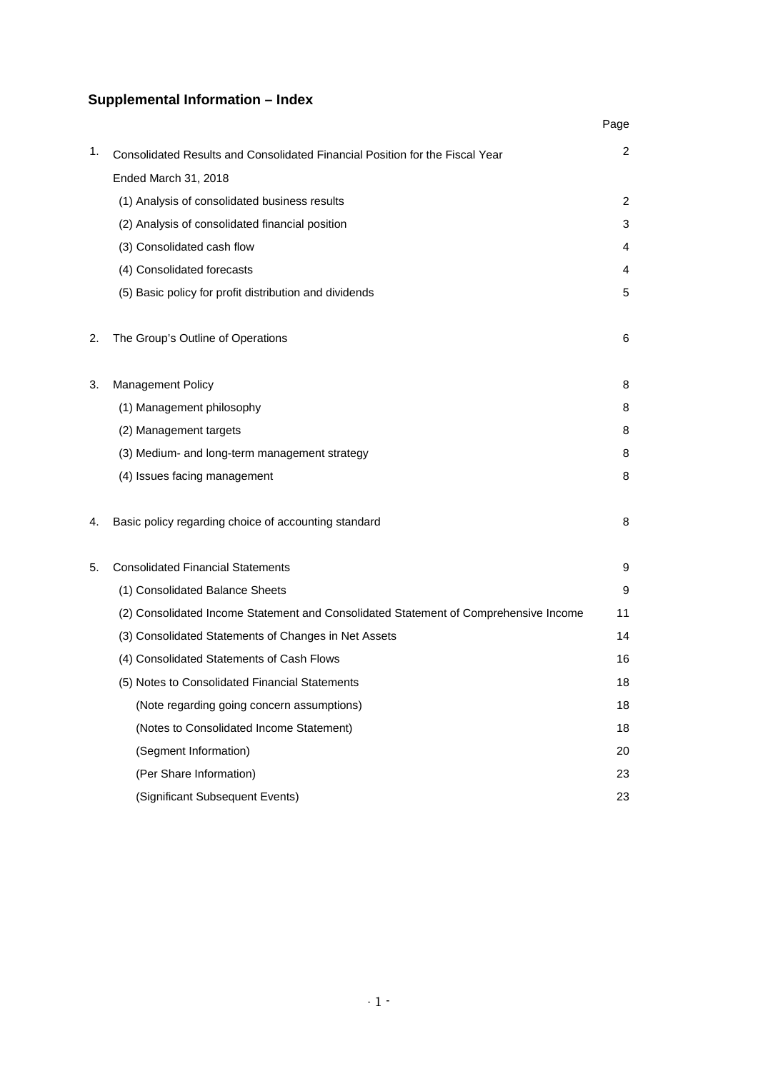## Supplemental Information – Index

| | | Page |
|---|---|---|
| 1. | Consolidated Results and Consolidated Financial Position for the Fiscal Year Ended March 31, 2018 | 2 |
| | (1) Analysis of consolidated business results | 2 |
| | (2) Analysis of consolidated financial position | 3 |
| | (3) Consolidated cash flow | 4 |
| | (4) Consolidated forecasts | 4 |
| | (5) Basic policy for profit distribution and dividends | 5 |
| 2. | The Group's Outline of Operations | 6 |
| 3. | Management Policy | 8 |
| | (1) Management philosophy | 8 |
| | (2) Management targets | 8 |
| | (3) Medium- and long-term management strategy | 8 |
| | (4) Issues facing management | 8 |
| 4. | Basic policy regarding choice of accounting standard | 8 |
| 5. | Consolidated Financial Statements | 9 |
| | (1) Consolidated Balance Sheets | 9 |
| | (2) Consolidated Income Statement and Consolidated Statement of Comprehensive Income | 11 |
| | (3) Consolidated Statements of Changes in Net Assets | 14 |
| | (4) Consolidated Statements of Cash Flows | 16 |
| | (5) Notes to Consolidated Financial Statements | 18 |
| | (Note regarding going concern assumptions) | 18 |
| | (Notes to Consolidated Income Statement) | 18 |
| | (Segment Information) | 20 |
| | (Per Share Information) | 23 |
| | (Significant Subsequent Events) | 23 |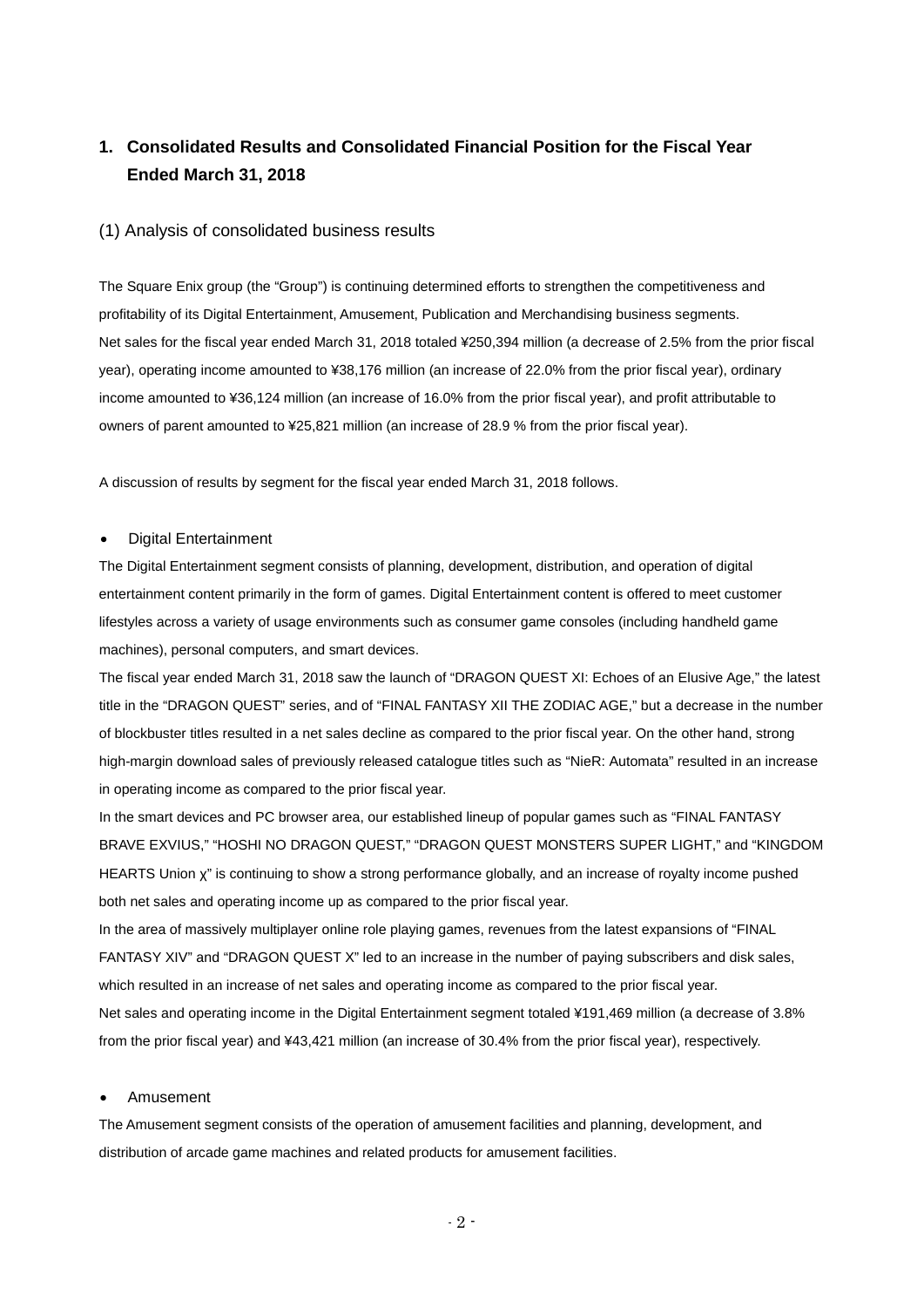# 1. Consolidated Results and Consolidated Financial Position for the Fiscal Year Ended March 31, 2018

## (1) Analysis of consolidated business results

The Square Enix group (the "Group") is continuing determined efforts to strengthen the competitiveness and profitability of its Digital Entertainment, Amusement, Publication and Merchandising business segments.
Net sales for the fiscal year ended March 31, 2018 totaled ¥250,394 million (a decrease of 2.5% from the prior fiscal year), operating income amounted to ¥38,176 million (an increase of 22.0% from the prior fiscal year), ordinary income amounted to ¥36,124 million (an increase of 16.0% from the prior fiscal year), and profit attributable to owners of parent amounted to ¥25,821 million (an increase of 28.9 % from the prior fiscal year).

A discussion of results by segment for the fiscal year ended March 31, 2018 follows.

- Digital Entertainment

The Digital Entertainment segment consists of planning, development, distribution, and operation of digital entertainment content primarily in the form of games. Digital Entertainment content is offered to meet customer lifestyles across a variety of usage environments such as consumer game consoles (including handheld game machines), personal computers, and smart devices.
The fiscal year ended March 31, 2018 saw the launch of "DRAGON QUEST XI: Echoes of an Elusive Age," the latest title in the "DRAGON QUEST" series, and of "FINAL FANTASY XII THE ZODIAC AGE," but a decrease in the number of blockbuster titles resulted in a net sales decline as compared to the prior fiscal year. On the other hand, strong high-margin download sales of previously released catalogue titles such as "NieR: Automata" resulted in an increase in operating income as compared to the prior fiscal year.
In the smart devices and PC browser area, our established lineup of popular games such as "FINAL FANTASY BRAVE EXVIUS," "HOSHI NO DRAGON QUEST," "DRAGON QUEST MONSTERS SUPER LIGHT," and "KINGDOM HEARTS Union χ" is continuing to show a strong performance globally, and an increase of royalty income pushed both net sales and operating income up as compared to the prior fiscal year.
In the area of massively multiplayer online role playing games, revenues from the latest expansions of "FINAL FANTASY XIV" and "DRAGON QUEST X" led to an increase in the number of paying subscribers and disk sales, which resulted in an increase of net sales and operating income as compared to the prior fiscal year.
Net sales and operating income in the Digital Entertainment segment totaled ¥191,469 million (a decrease of 3.8% from the prior fiscal year) and ¥43,421 million (an increase of 30.4% from the prior fiscal year), respectively.

- Amusement

The Amusement segment consists of the operation of amusement facilities and planning, development, and distribution of arcade game machines and related products for amusement facilities.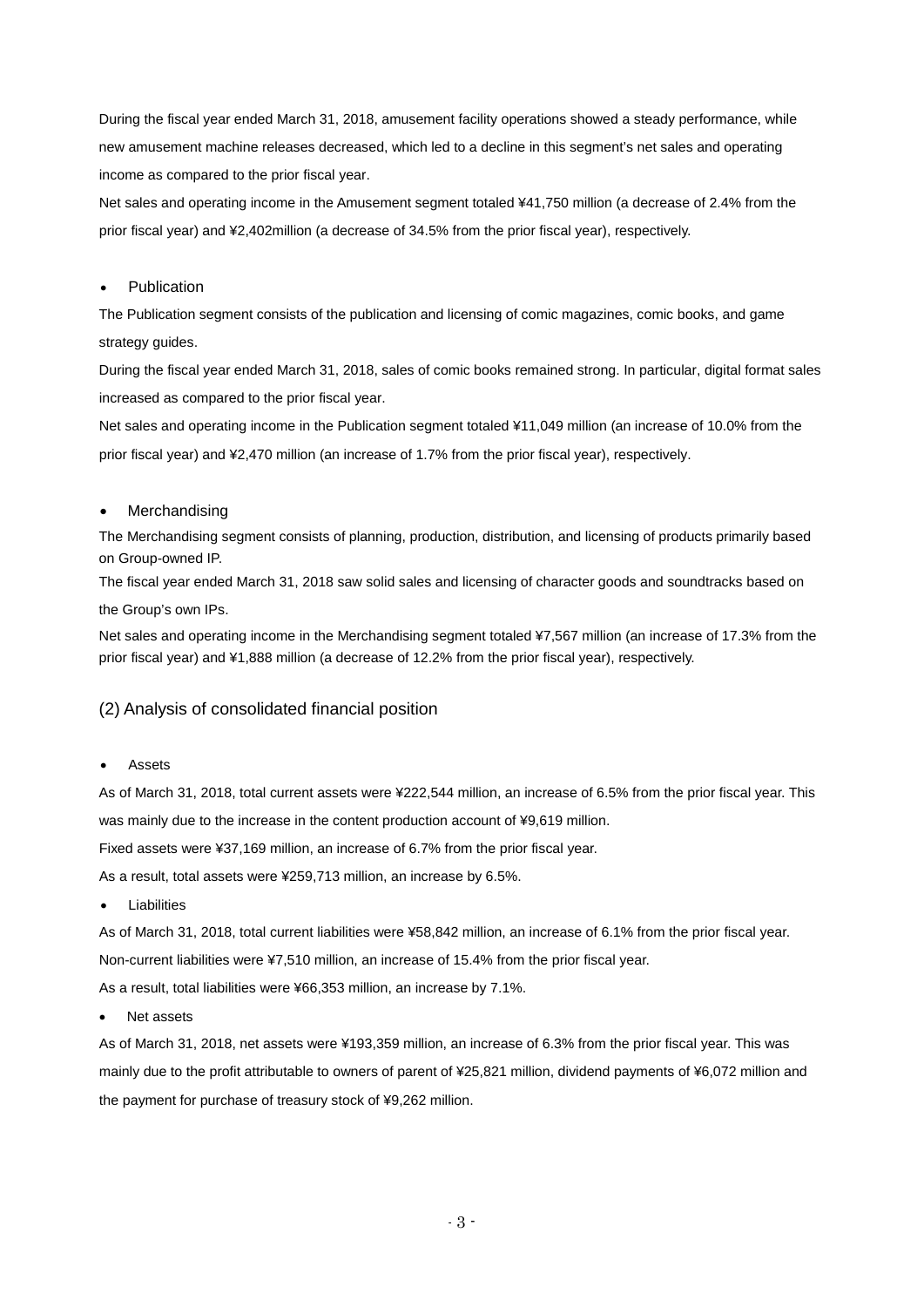During the fiscal year ended March 31, 2018, amusement facility operations showed a steady performance, while new amusement machine releases decreased, which led to a decline in this segment's net sales and operating income as compared to the prior fiscal year.

Net sales and operating income in the Amusement segment totaled ¥41,750 million (a decrease of 2.4% from the prior fiscal year) and ¥2,402million (a decrease of 34.5% from the prior fiscal year), respectively.

- Publication

The Publication segment consists of the publication and licensing of comic magazines, comic books, and game strategy guides.

During the fiscal year ended March 31, 2018, sales of comic books remained strong. In particular, digital format sales increased as compared to the prior fiscal year.

Net sales and operating income in the Publication segment totaled ¥11,049 million (an increase of 10.0% from the prior fiscal year) and ¥2,470 million (an increase of 1.7% from the prior fiscal year), respectively.

- Merchandising

The Merchandising segment consists of planning, production, distribution, and licensing of products primarily based on Group-owned IP.

The fiscal year ended March 31, 2018 saw solid sales and licensing of character goods and soundtracks based on the Group's own IPs.

Net sales and operating income in the Merchandising segment totaled ¥7,567 million (an increase of 17.3% from the prior fiscal year) and ¥1,888 million (a decrease of 12.2% from the prior fiscal year), respectively.

## (2) Analysis of consolidated financial position

- Assets

As of March 31, 2018, total current assets were ¥222,544 million, an increase of 6.5% from the prior fiscal year. This was mainly due to the increase in the content production account of ¥9,619 million.

Fixed assets were ¥37,169 million, an increase of 6.7% from the prior fiscal year.

As a result, total assets were ¥259,713 million, an increase by 6.5%.

- Liabilities

As of March 31, 2018, total current liabilities were ¥58,842 million, an increase of 6.1% from the prior fiscal year.

Non-current liabilities were ¥7,510 million, an increase of 15.4% from the prior fiscal year.

As a result, total liabilities were ¥66,353 million, an increase by 7.1%.

- Net assets

As of March 31, 2018, net assets were ¥193,359 million, an increase of 6.3% from the prior fiscal year. This was mainly due to the profit attributable to owners of parent of ¥25,821 million, dividend payments of ¥6,072 million and the payment for purchase of treasury stock of ¥9,262 million.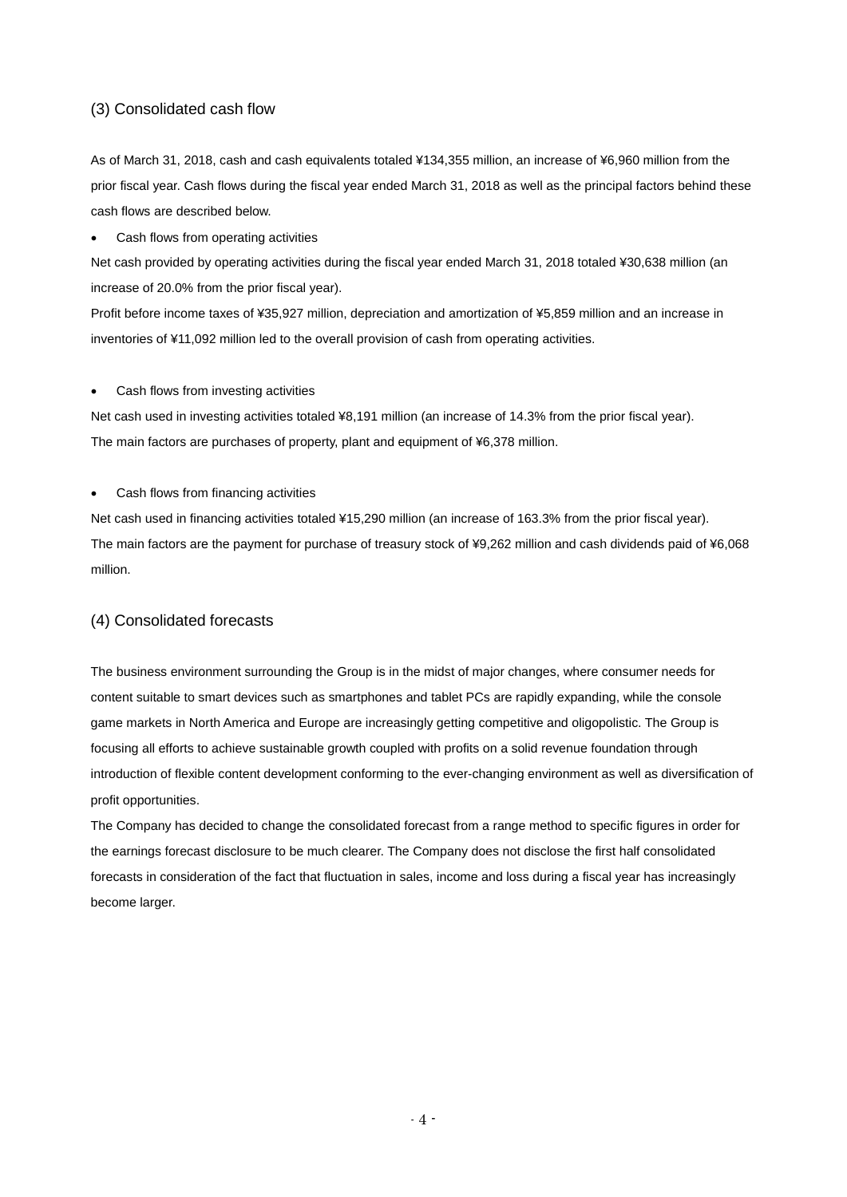### (3) Consolidated cash flow

As of March 31, 2018, cash and cash equivalents totaled ¥134,355 million, an increase of ¥6,960 million from the prior fiscal year. Cash flows during the fiscal year ended March 31, 2018 as well as the principal factors behind these cash flows are described below.

- Cash flows from operating activities

Net cash provided by operating activities during the fiscal year ended March 31, 2018 totaled ¥30,638 million (an increase of 20.0% from the prior fiscal year).

Profit before income taxes of ¥35,927 million, depreciation and amortization of ¥5,859 million and an increase in inventories of ¥11,092 million led to the overall provision of cash from operating activities.

- Cash flows from investing activities

Net cash used in investing activities totaled ¥8,191 million (an increase of 14.3% from the prior fiscal year).
The main factors are purchases of property, plant and equipment of ¥6,378 million.

- Cash flows from financing activities

Net cash used in financing activities totaled ¥15,290 million (an increase of 163.3% from the prior fiscal year).
The main factors are the payment for purchase of treasury stock of ¥9,262 million and cash dividends paid of ¥6,068 million.

### (4) Consolidated forecasts

The business environment surrounding the Group is in the midst of major changes, where consumer needs for content suitable to smart devices such as smartphones and tablet PCs are rapidly expanding, while the console game markets in North America and Europe are increasingly getting competitive and oligopolistic. The Group is focusing all efforts to achieve sustainable growth coupled with profits on a solid revenue foundation through introduction of flexible content development conforming to the ever-changing environment as well as diversification of profit opportunities.

The Company has decided to change the consolidated forecast from a range method to specific figures in order for the earnings forecast disclosure to be much clearer. The Company does not disclose the first half consolidated forecasts in consideration of the fact that fluctuation in sales, income and loss during a fiscal year has increasingly become larger.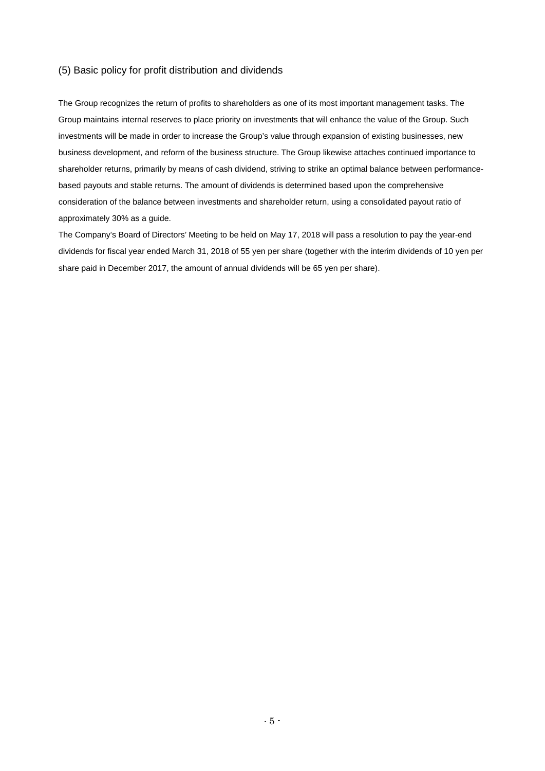### (5) Basic policy for profit distribution and dividends

The Group recognizes the return of profits to shareholders as one of its most important management tasks. The Group maintains internal reserves to place priority on investments that will enhance the value of the Group. Such investments will be made in order to increase the Group's value through expansion of existing businesses, new business development, and reform of the business structure. The Group likewise attaches continued importance to shareholder returns, primarily by means of cash dividend, striving to strike an optimal balance between performance-based payouts and stable returns. The amount of dividends is determined based upon the comprehensive consideration of the balance between investments and shareholder return, using a consolidated payout ratio of approximately 30% as a guide.

The Company's Board of Directors' Meeting to be held on May 17, 2018 will pass a resolution to pay the year-end dividends for fiscal year ended March 31, 2018 of 55 yen per share (together with the interim dividends of 10 yen per share paid in December 2017, the amount of annual dividends will be 65 yen per share).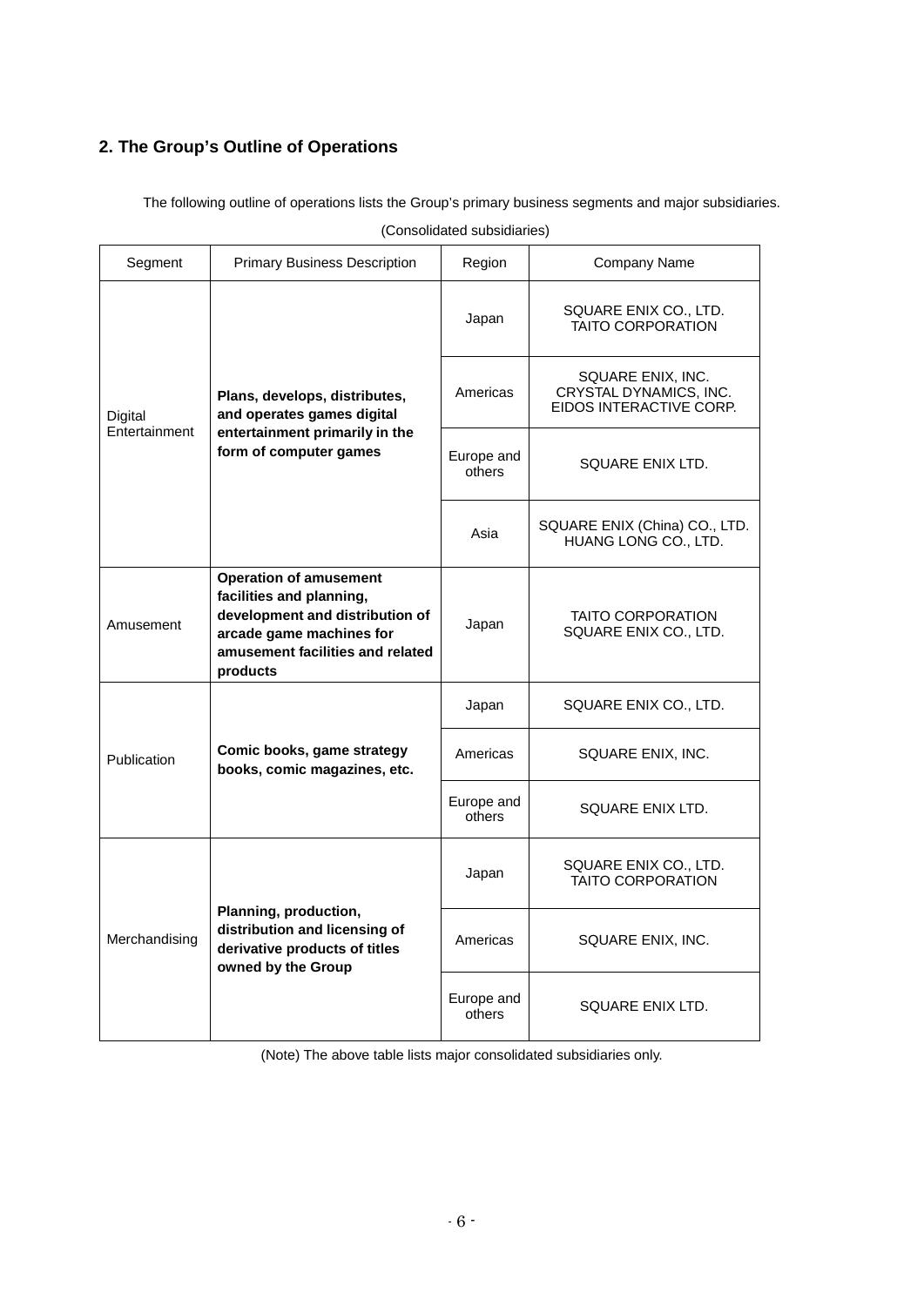## 2. The Group's Outline of Operations

The following outline of operations lists the Group's primary business segments and major subsidiaries.

(Consolidated subsidiaries)

| Segment | Primary Business Description | Region | Company Name |
|---|---|---|---|
| Digital Entertainment | **Plans, develops, distributes, and operates games digital entertainment primarily in the form of computer games** | Japan | SQUARE ENIX CO., LTD.<br>TAITO CORPORATION |
| | | Americas | SQUARE ENIX, INC.<br>CRYSTAL DYNAMICS, INC.<br>EIDOS INTERACTIVE CORP. |
| | | Europe and others | SQUARE ENIX LTD. |
| | | Asia | SQUARE ENIX (China) CO., LTD.<br>HUANG LONG CO., LTD. |
| Amusement | **Operation of amusement facilities and planning, development and distribution of arcade game machines for amusement facilities and related products** | Japan | TAITO CORPORATION<br>SQUARE ENIX CO., LTD. |
| Publication | **Comic books, game strategy books, comic magazines, etc.** | Japan | SQUARE ENIX CO., LTD. |
| | | Americas | SQUARE ENIX, INC. |
| | | Europe and others | SQUARE ENIX LTD. |
| Merchandising | **Planning, production, distribution and licensing of derivative products of titles owned by the Group** | Japan | SQUARE ENIX CO., LTD.<br>TAITO CORPORATION |
| | | Americas | SQUARE ENIX, INC. |
| | | Europe and others | SQUARE ENIX LTD. |

(Note) The above table lists major consolidated subsidiaries only.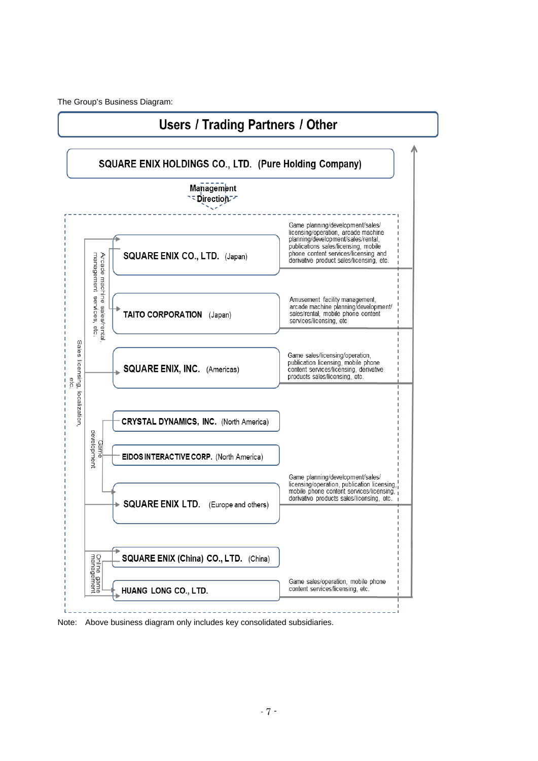The Group's Business Diagram:

**Users / Trading Partners / Other**

**SQUARE ENIX HOLDINGS CO., LTD. (Pure Holding Company)**

Management Direction

Sales licensing, localization, etc.

Arcade machine sales/rental, management services, etc.

**SQUARE ENIX CO., LTD.** (Japan)
Game planning/development/sales/licensing/operation, arcade machine planning/development/sales/rental, publications sales/licensing, mobile phone content services/licensing and derivative product sales/licensing, etc.

**TAITO CORPORATION** (Japan)
Amusement facility management, arcade machine planning/development/sales/rental, mobile phone content services/licensing, etc

**SQUARE ENIX, INC.** (Americas)
Game sales/licensing/operation, publication licensing, mobile phone content services/licensing, derivative products sales/licensing, etc.

Game development

**CRYSTAL DYNAMICS, INC.** (North America)

**EIDOS INTERACTIVE CORP.** (North America)

**SQUARE ENIX LTD.** (Europe and others)
Game planning/development/sales/licensing/operation, publication licensing, mobile phone content services/licensing, derivative products sales/licensing, etc.

Online game management

**SQUARE ENIX (China) CO., LTD.** (China)

**HUANG LONG CO., LTD.**
Game sales/operation, mobile phone content services/licensing, etc.

Note: Above business diagram only includes key consolidated subsidiaries.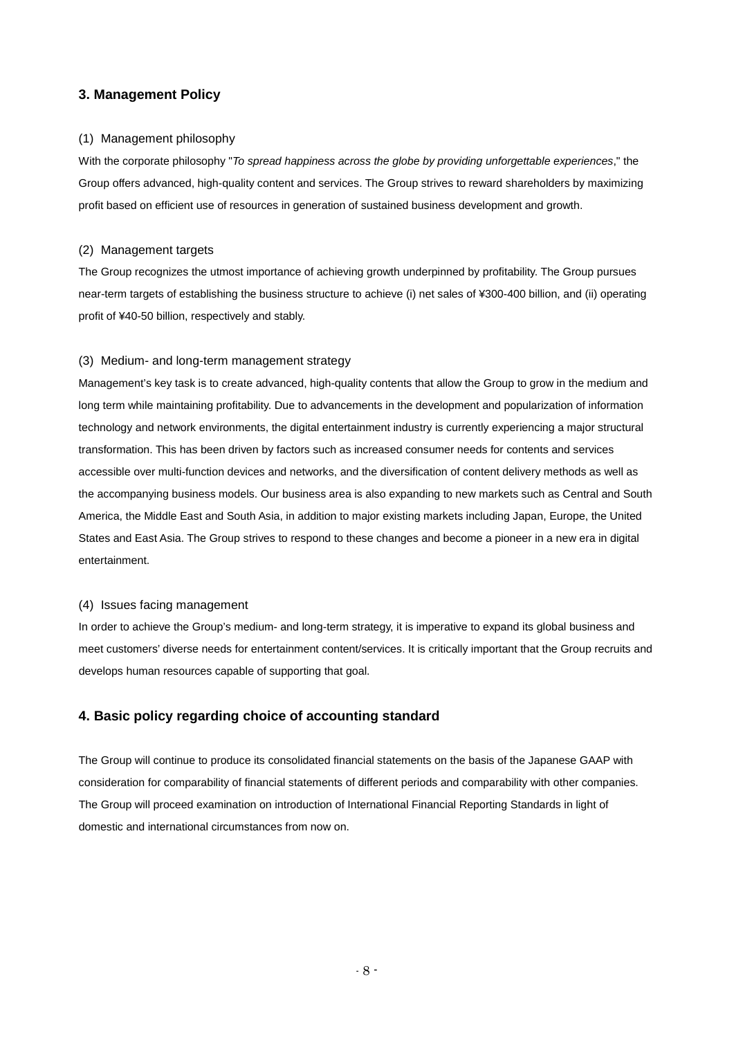## 3. Management Policy

### (1) Management philosophy

With the corporate philosophy "*To spread happiness across the globe by providing unforgettable experiences*," the Group offers advanced, high-quality content and services. The Group strives to reward shareholders by maximizing profit based on efficient use of resources in generation of sustained business development and growth.

### (2) Management targets

The Group recognizes the utmost importance of achieving growth underpinned by profitability. The Group pursues near-term targets of establishing the business structure to achieve (i) net sales of ¥300-400 billion, and (ii) operating profit of ¥40-50 billion, respectively and stably.

### (3) Medium- and long-term management strategy

Management's key task is to create advanced, high-quality contents that allow the Group to grow in the medium and long term while maintaining profitability. Due to advancements in the development and popularization of information technology and network environments, the digital entertainment industry is currently experiencing a major structural transformation. This has been driven by factors such as increased consumer needs for contents and services accessible over multi-function devices and networks, and the diversification of content delivery methods as well as the accompanying business models. Our business area is also expanding to new markets such as Central and South America, the Middle East and South Asia, in addition to major existing markets including Japan, Europe, the United States and East Asia. The Group strives to respond to these changes and become a pioneer in a new era in digital entertainment.

### (4) Issues facing management

In order to achieve the Group's medium- and long-term strategy, it is imperative to expand its global business and meet customers' diverse needs for entertainment content/services. It is critically important that the Group recruits and develops human resources capable of supporting that goal.

## 4. Basic policy regarding choice of accounting standard

The Group will continue to produce its consolidated financial statements on the basis of the Japanese GAAP with consideration for comparability of financial statements of different periods and comparability with other companies. The Group will proceed examination on introduction of International Financial Reporting Standards in light of domestic and international circumstances from now on.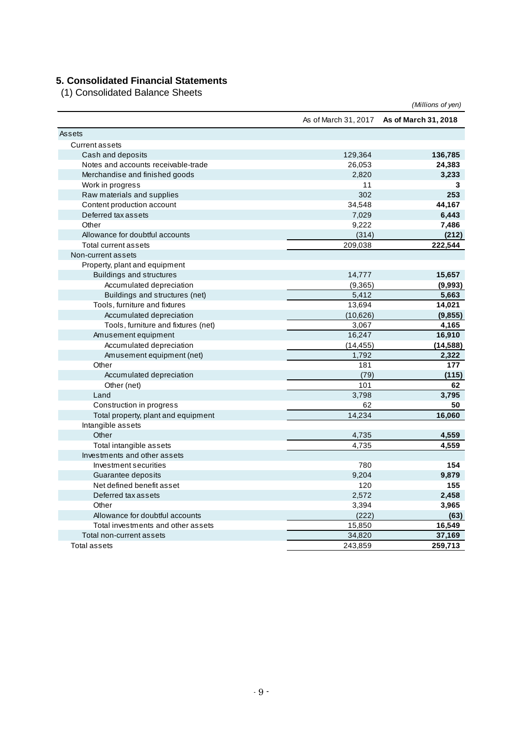## 5. Consolidated Financial Statements

### (1) Consolidated Balance Sheets

*(Millions of yen)*

| | As of March 31, 2017 | **As of March 31, 2018** |
|---|---|---|
| Assets | | |
| Current assets | | |
| Cash and deposits | 129,364 | **136,785** |
| Notes and accounts receivable-trade | 26,053 | **24,383** |
| Merchandise and finished goods | 2,820 | **3,233** |
| Work in progress | 11 | **3** |
| Raw materials and supplies | 302 | **253** |
| Content production account | 34,548 | **44,167** |
| Deferred tax assets | 7,029 | **6,443** |
| Other | 9,222 | **7,486** |
| Allowance for doubtful accounts | (314) | **(212)** |
| Total current assets | 209,038 | **222,544** |
| Non-current assets | | |
| Property, plant and equipment | | |
| Buildings and structures | 14,777 | **15,657** |
| Accumulated depreciation | (9,365) | **(9,993)** |
| Buildings and structures (net) | 5,412 | **5,663** |
| Tools, furniture and fixtures | 13,694 | **14,021** |
| Accumulated depreciation | (10,626) | **(9,855)** |
| Tools, furniture and fixtures (net) | 3,067 | **4,165** |
| Amusement equipment | 16,247 | **16,910** |
| Accumulated depreciation | (14,455) | **(14,588)** |
| Amusement equipment (net) | 1,792 | **2,322** |
| Other | 181 | **177** |
| Accumulated depreciation | (79) | **(115)** |
| Other (net) | 101 | **62** |
| Land | 3,798 | **3,795** |
| Construction in progress | 62 | **50** |
| Total property, plant and equipment | 14,234 | **16,060** |
| Intangible assets | | |
| Other | 4,735 | **4,559** |
| Total intangible assets | 4,735 | **4,559** |
| Investments and other assets | | |
| Investment securities | 780 | **154** |
| Guarantee deposits | 9,204 | **9,879** |
| Net defined benefit asset | 120 | **155** |
| Deferred tax assets | 2,572 | **2,458** |
| Other | 3,394 | **3,965** |
| Allowance for doubtful accounts | (222) | **(63)** |
| Total investments and other assets | 15,850 | **16,549** |
| Total non-current assets | 34,820 | **37,169** |
| Total assets | 243,859 | **259,713** |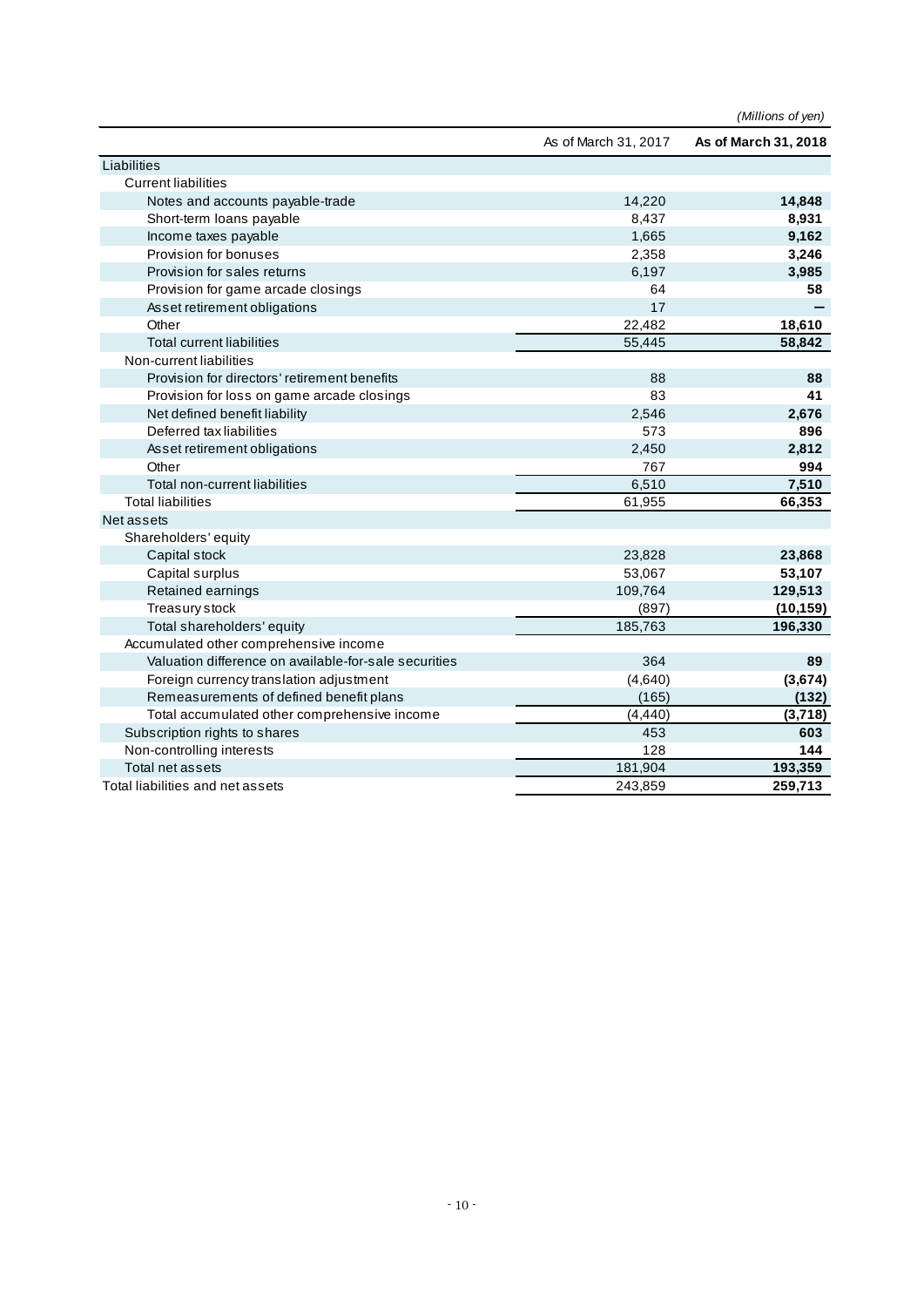(Millions of yen)

| | As of March 31, 2017 | **As of March 31, 2018** |
|---|---|---|
| Liabilities | | |
| Current liabilities | | |
| Notes and accounts payable-trade | 14,220 | **14,848** |
| Short-term loans payable | 8,437 | **8,931** |
| Income taxes payable | 1,665 | **9,162** |
| Provision for bonuses | 2,358 | **3,246** |
| Provision for sales returns | 6,197 | **3,985** |
| Provision for game arcade closings | 64 | **58** |
| Asset retirement obligations | 17 | **—** |
| Other | 22,482 | **18,610** |
| Total current liabilities | 55,445 | **58,842** |
| Non-current liabilities | | |
| Provision for directors' retirement benefits | 88 | **88** |
| Provision for loss on game arcade closings | 83 | **41** |
| Net defined benefit liability | 2,546 | **2,676** |
| Deferred tax liabilities | 573 | **896** |
| Asset retirement obligations | 2,450 | **2,812** |
| Other | 767 | **994** |
| Total non-current liabilities | 6,510 | **7,510** |
| Total liabilities | 61,955 | **66,353** |
| Net assets | | |
| Shareholders' equity | | |
| Capital stock | 23,828 | **23,868** |
| Capital surplus | 53,067 | **53,107** |
| Retained earnings | 109,764 | **129,513** |
| Treasury stock | (897) | **(10,159)** |
| Total shareholders' equity | 185,763 | **196,330** |
| Accumulated other comprehensive income | | |
| Valuation difference on available-for-sale securities | 364 | **89** |
| Foreign currency translation adjustment | (4,640) | **(3,674)** |
| Remeasurements of defined benefit plans | (165) | **(132)** |
| Total accumulated other comprehensive income | (4,440) | **(3,718)** |
| Subscription rights to shares | 453 | **603** |
| Non-controlling interests | 128 | **144** |
| Total net assets | 181,904 | **193,359** |
| Total liabilities and net assets | 243,859 | **259,713** |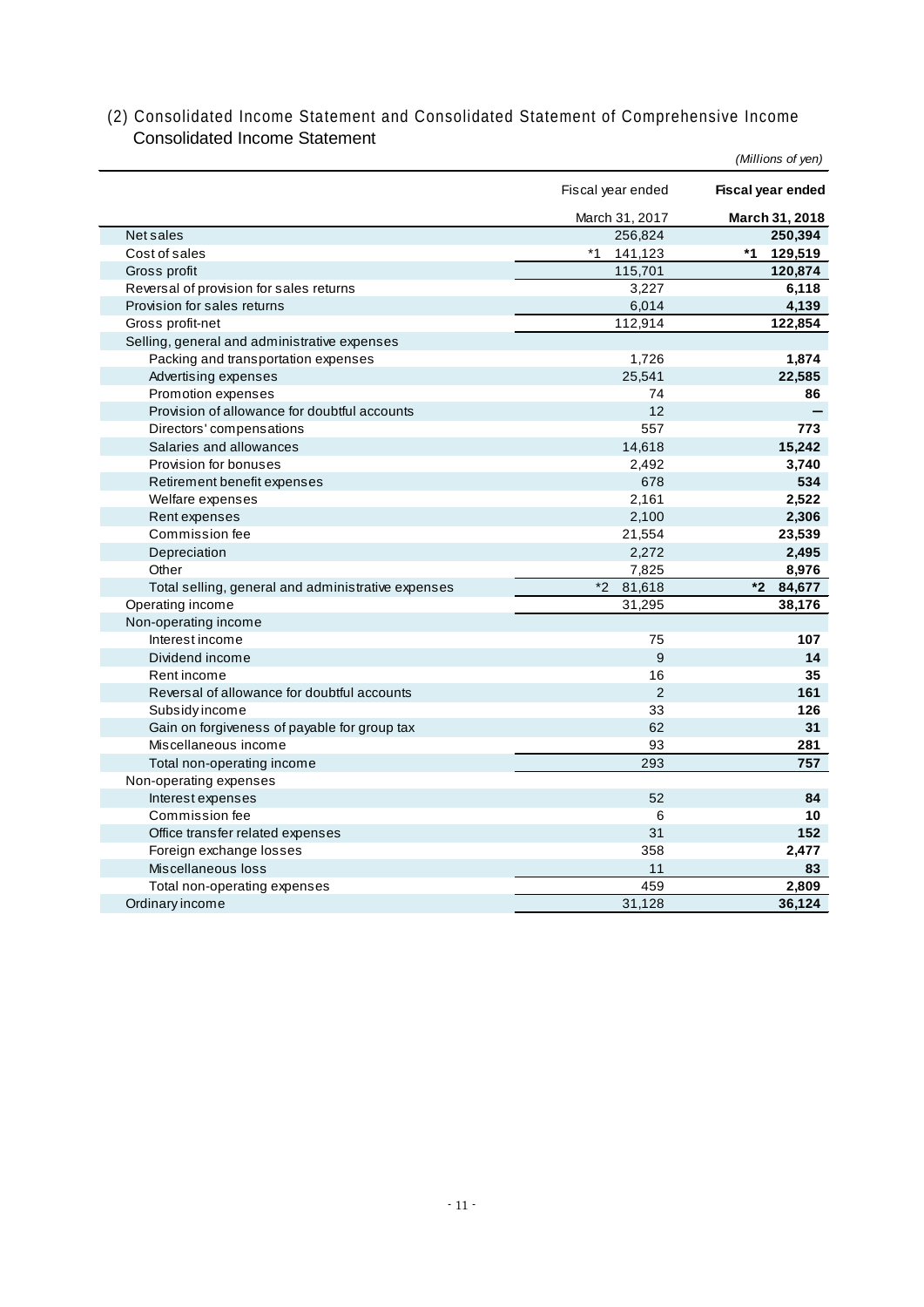## (2) Consolidated Income Statement and Consolidated Statement of Comprehensive Income

### Consolidated Income Statement

*(Millions of yen)*

| | Fiscal year ended March 31, 2017 | **Fiscal year ended March 31, 2018** |
|---|---|---|
| Net sales | 256,824 | **250,394** |
| Cost of sales | *1 141,123 | **\*1 129,519** |
| Gross profit | 115,701 | **120,874** |
| Reversal of provision for sales returns | 3,227 | **6,118** |
| Provision for sales returns | 6,014 | **4,139** |
| Gross profit-net | 112,914 | **122,854** |
| Selling, general and administrative expenses | | |
| Packing and transportation expenses | 1,726 | **1,874** |
| Advertising expenses | 25,541 | **22,585** |
| Promotion expenses | 74 | **86** |
| Provision of allowance for doubtful accounts | 12 | **—** |
| Directors' compensations | 557 | **773** |
| Salaries and allowances | 14,618 | **15,242** |
| Provision for bonuses | 2,492 | **3,740** |
| Retirement benefit expenses | 678 | **534** |
| Welfare expenses | 2,161 | **2,522** |
| Rent expenses | 2,100 | **2,306** |
| Commission fee | 21,554 | **23,539** |
| Depreciation | 2,272 | **2,495** |
| Other | 7,825 | **8,976** |
| Total selling, general and administrative expenses | *2 81,618 | **\*2 84,677** |
| Operating income | 31,295 | **38,176** |
| Non-operating income | | |
| Interest income | 75 | **107** |
| Dividend income | 9 | **14** |
| Rent income | 16 | **35** |
| Reversal of allowance for doubtful accounts | 2 | **161** |
| Subsidy income | 33 | **126** |
| Gain on forgiveness of payable for group tax | 62 | **31** |
| Miscellaneous income | 93 | **281** |
| Total non-operating income | 293 | **757** |
| Non-operating expenses | | |
| Interest expenses | 52 | **84** |
| Commission fee | 6 | **10** |
| Office transfer related expenses | 31 | **152** |
| Foreign exchange losses | 358 | **2,477** |
| Miscellaneous loss | 11 | **83** |
| Total non-operating expenses | 459 | **2,809** |
| Ordinary income | 31,128 | **36,124** |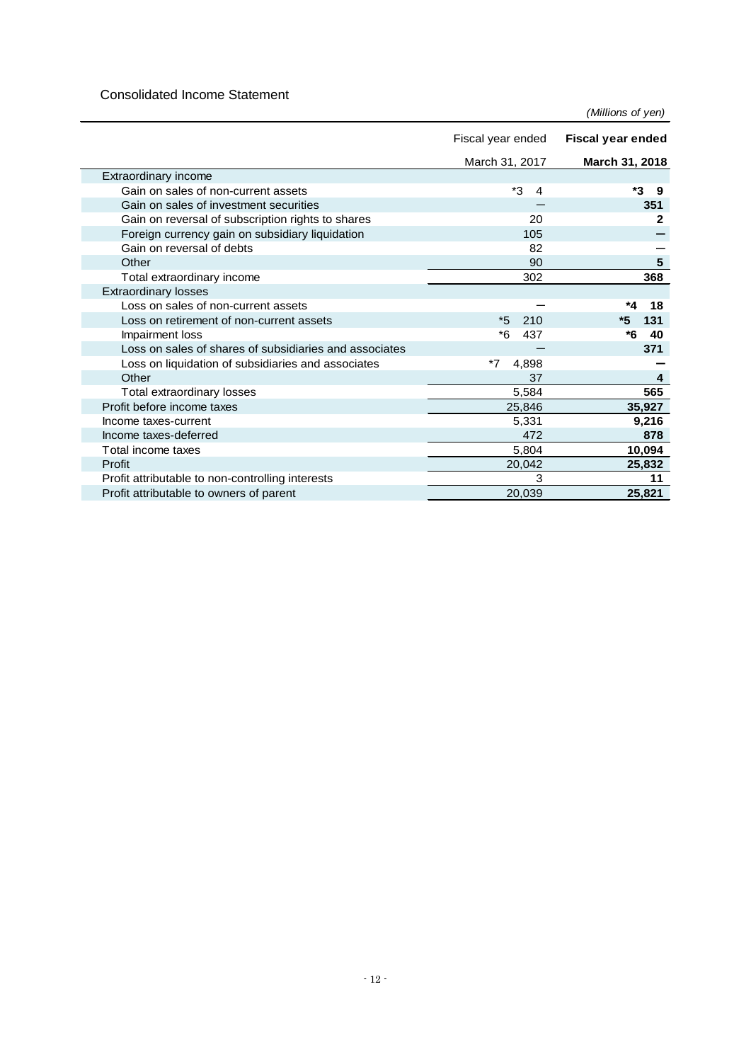Consolidated Income Statement

*(Millions of yen)*

| | Fiscal year ended March 31, 2017 | **Fiscal year ended March 31, 2018** |
|---|---|---|
| Extraordinary income | | |
| Gain on sales of non-current assets | *3 4 | **\*3 9** |
| Gain on sales of investment securities | — | **351** |
| Gain on reversal of subscription rights to shares | 20 | **2** |
| Foreign currency gain on subsidiary liquidation | 105 | **—** |
| Gain on reversal of debts | 82 | — |
| Other | 90 | **5** |
| Total extraordinary income | 302 | **368** |
| Extraordinary losses | | |
| Loss on sales of non-current assets | — | **\*4 18** |
| Loss on retirement of non-current assets | *5 210 | **\*5 131** |
| Impairment loss | *6 437 | **\*6 40** |
| Loss on sales of shares of subsidiaries and associates | — | **371** |
| Loss on liquidation of subsidiaries and associates | *7 4,898 | **—** |
| Other | 37 | **4** |
| Total extraordinary losses | 5,584 | **565** |
| Profit before income taxes | 25,846 | **35,927** |
| Income taxes-current | 5,331 | **9,216** |
| Income taxes-deferred | 472 | **878** |
| Total income taxes | 5,804 | **10,094** |
| Profit | 20,042 | **25,832** |
| Profit attributable to non-controlling interests | 3 | **11** |
| Profit attributable to owners of parent | 20,039 | **25,821** |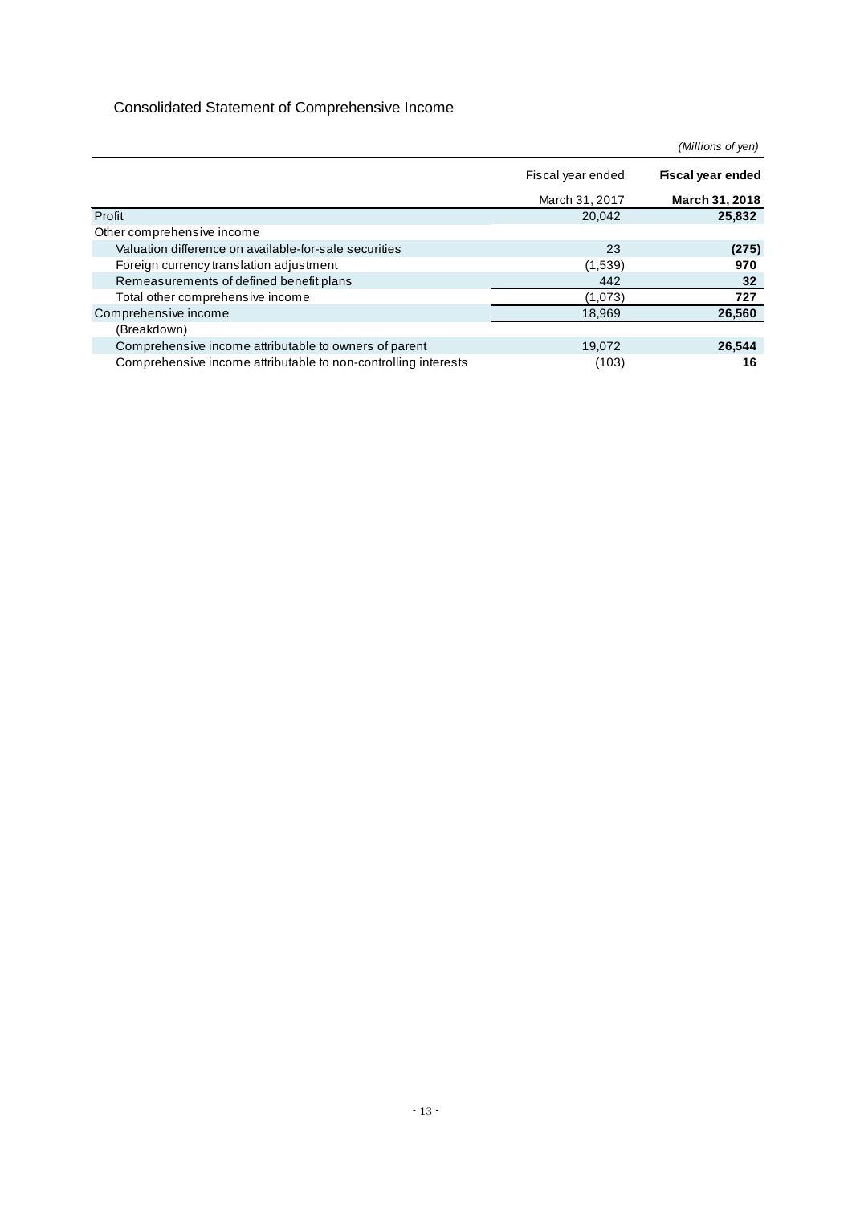## Consolidated Statement of Comprehensive Income

*(Millions of yen)*

| | Fiscal year ended March 31, 2017 | **Fiscal year ended March 31, 2018** |
|---|---|---|
| Profit | 20,042 | **25,832** |
| Other comprehensive income | | |
| Valuation difference on available-for-sale securities | 23 | **(275)** |
| Foreign currency translation adjustment | (1,539) | **970** |
| Remeasurements of defined benefit plans | 442 | **32** |
| Total other comprehensive income | (1,073) | **727** |
| Comprehensive income | 18,969 | **26,560** |
| (Breakdown) | | |
| Comprehensive income attributable to owners of parent | 19,072 | **26,544** |
| Comprehensive income attributable to non-controlling interests | (103) | **16** |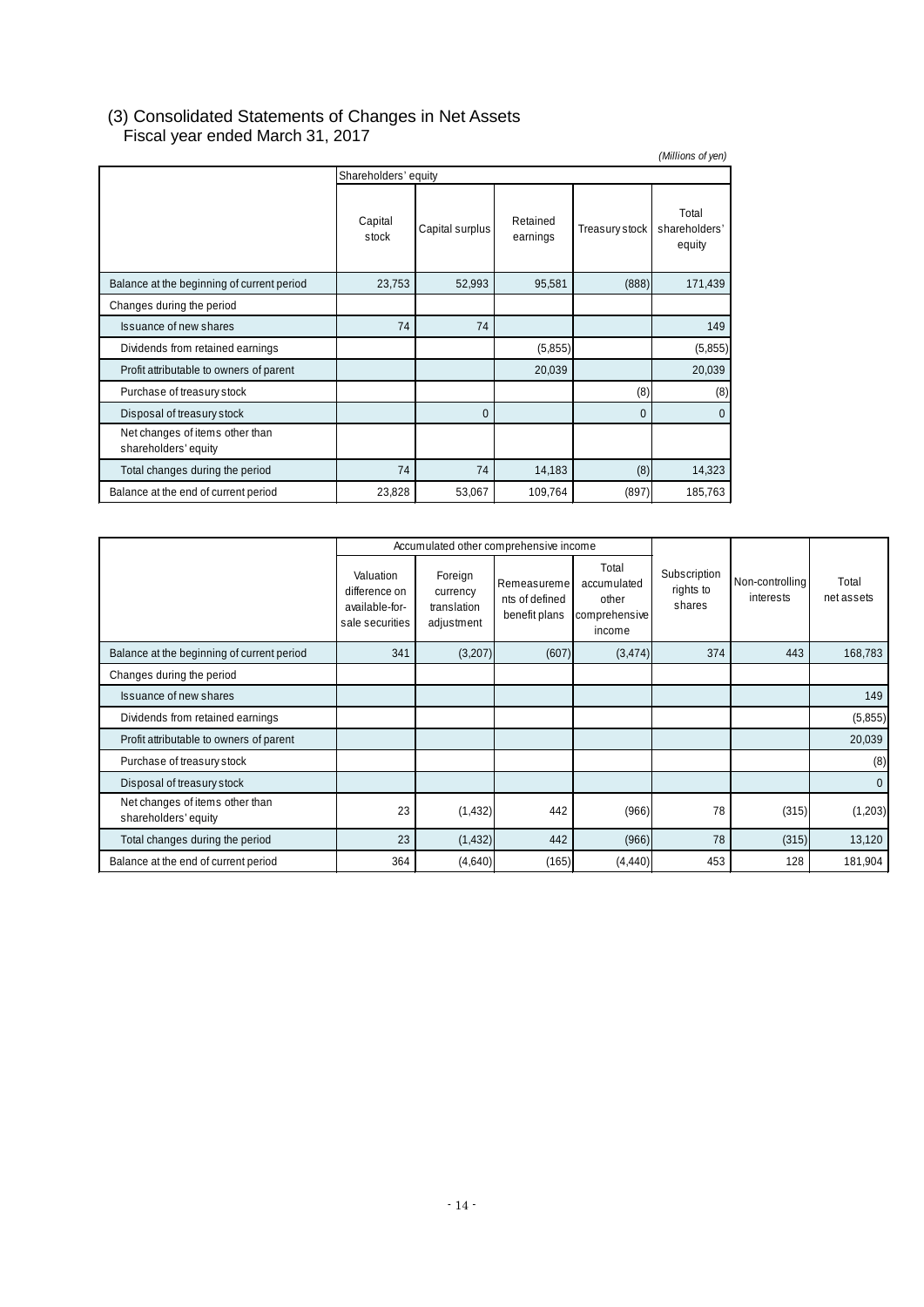### (3) Consolidated Statements of Changes in Net Assets

Fiscal year ended March 31, 2017

*(Millions of yen)*

| | Shareholders' equity | | | | |
|---|---|---|---|---|---|
| | Capital stock | Capital surplus | Retained earnings | Treasury stock | Total shareholders' equity |
| Balance at the beginning of current period | 23,753 | 52,993 | 95,581 | (888) | 171,439 |
| Changes during the period | | | | | |
| Issuance of new shares | 74 | 74 | | | 149 |
| Dividends from retained earnings | | | (5,855) | | (5,855) |
| Profit attributable to owners of parent | | | 20,039 | | 20,039 |
| Purchase of treasury stock | | | | (8) | (8) |
| Disposal of treasury stock | | 0 | | 0 | 0 |
| Net changes of items other than shareholders' equity | | | | | |
| Total changes during the period | 74 | 74 | 14,183 | (8) | 14,323 |
| Balance at the end of current period | 23,828 | 53,067 | 109,764 | (897) | 185,763 |

| | Accumulated other comprehensive income | | | | Subscription rights to shares | Non-controlling interests | Total net assets |
|---|---|---|---|---|---|---|---|
| | Valuation difference on available-for-sale securities | Foreign currency translation adjustment | Remeasurements of defined benefit plans | Total accumulated other comprehensive income | | | |
| Balance at the beginning of current period | 341 | (3,207) | (607) | (3,474) | 374 | 443 | 168,783 |
| Changes during the period | | | | | | | |
| Issuance of new shares | | | | | | | 149 |
| Dividends from retained earnings | | | | | | | (5,855) |
| Profit attributable to owners of parent | | | | | | | 20,039 |
| Purchase of treasury stock | | | | | | | (8) |
| Disposal of treasury stock | | | | | | | 0 |
| Net changes of items other than shareholders' equity | 23 | (1,432) | 442 | (966) | 78 | (315) | (1,203) |
| Total changes during the period | 23 | (1,432) | 442 | (966) | 78 | (315) | 13,120 |
| Balance at the end of current period | 364 | (4,640) | (165) | (4,440) | 453 | 128 | 181,904 |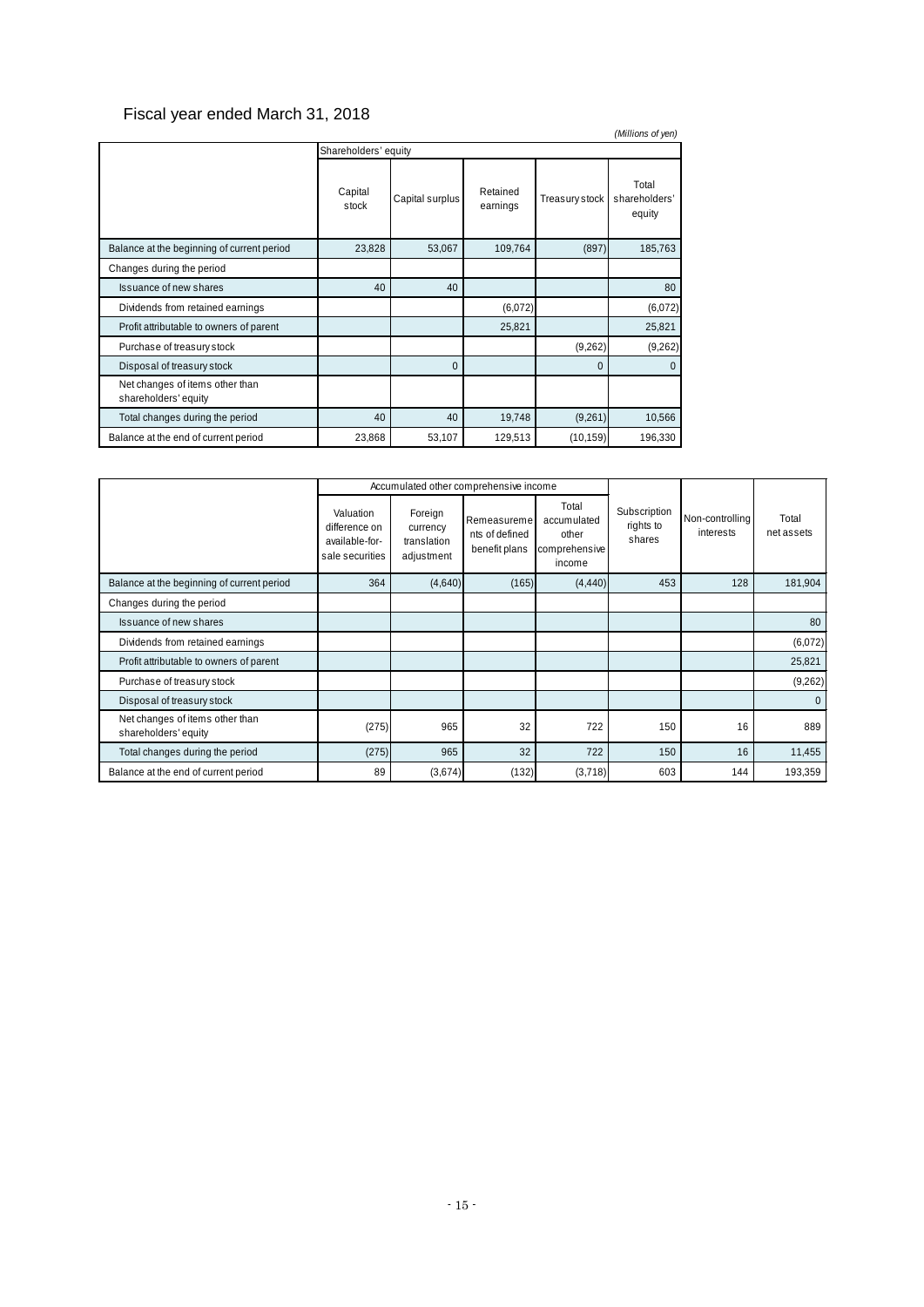## Fiscal year ended March 31, 2018

*(Millions of yen)*

| | Shareholders' equity | | | | |
|---|---|---|---|---|---|
| | Capital stock | Capital surplus | Retained earnings | Treasury stock | Total shareholders' equity |
| Balance at the beginning of current period | 23,828 | 53,067 | 109,764 | (897) | 185,763 |
| Changes during the period | | | | | |
| Issuance of new shares | 40 | 40 | | | 80 |
| Dividends from retained earnings | | | (6,072) | | (6,072) |
| Profit attributable to owners of parent | | | 25,821 | | 25,821 |
| Purchase of treasury stock | | | | (9,262) | (9,262) |
| Disposal of treasury stock | | 0 | | 0 | 0 |
| Net changes of items other than shareholders' equity | | | | | |
| Total changes during the period | 40 | 40 | 19,748 | (9,261) | 10,566 |
| Balance at the end of current period | 23,868 | 53,107 | 129,513 | (10,159) | 196,330 |

| | Accumulated other comprehensive income | | | | Subscription rights to shares | Non-controlling interests | Total net assets |
|---|---|---|---|---|---|---|---|
| | Valuation difference on available-for-sale securities | Foreign currency translation adjustment | Remeasurements of defined benefit plans | Total accumulated other comprehensive income | | | |
| Balance at the beginning of current period | 364 | (4,640) | (165) | (4,440) | 453 | 128 | 181,904 |
| Changes during the period | | | | | | | |
| Issuance of new shares | | | | | | | 80 |
| Dividends from retained earnings | | | | | | | (6,072) |
| Profit attributable to owners of parent | | | | | | | 25,821 |
| Purchase of treasury stock | | | | | | | (9,262) |
| Disposal of treasury stock | | | | | | | 0 |
| Net changes of items other than shareholders' equity | (275) | 965 | 32 | 722 | 150 | 16 | 889 |
| Total changes during the period | (275) | 965 | 32 | 722 | 150 | 16 | 11,455 |
| Balance at the end of current period | 89 | (3,674) | (132) | (3,718) | 603 | 144 | 193,359 |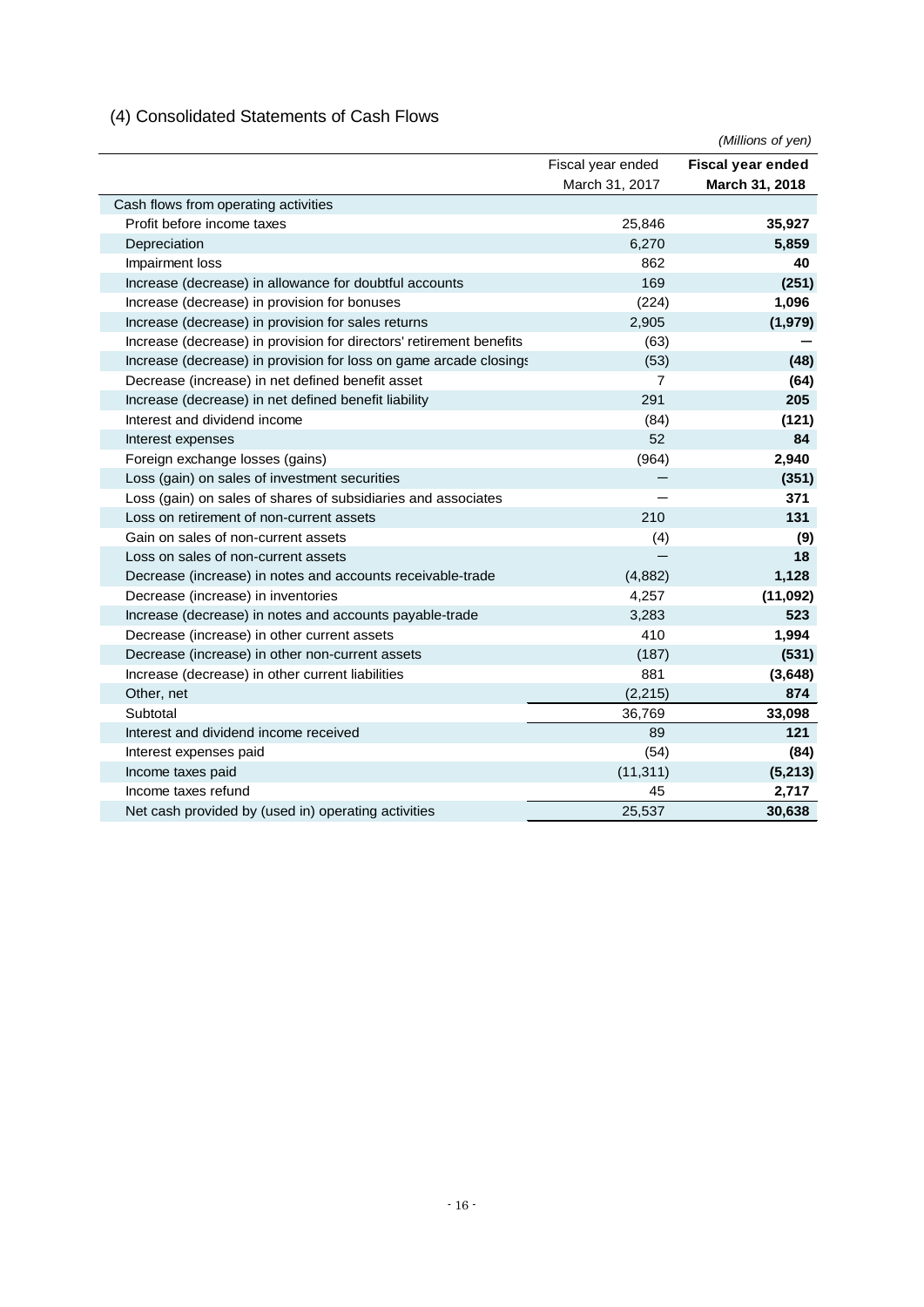## (4) Consolidated Statements of Cash Flows

*(Millions of yen)*

| | Fiscal year ended March 31, 2017 | **Fiscal year ended March 31, 2018** |
|---|---|---|
| Cash flows from operating activities | | |
| Profit before income taxes | 25,846 | **35,927** |
| Depreciation | 6,270 | **5,859** |
| Impairment loss | 862 | **40** |
| Increase (decrease) in allowance for doubtful accounts | 169 | **(251)** |
| Increase (decrease) in provision for bonuses | (224) | **1,096** |
| Increase (decrease) in provision for sales returns | 2,905 | **(1,979)** |
| Increase (decrease) in provision for directors' retirement benefits | (63) | **—** |
| Increase (decrease) in provision for loss on game arcade closings | (53) | **(48)** |
| Decrease (increase) in net defined benefit asset | 7 | **(64)** |
| Increase (decrease) in net defined benefit liability | 291 | **205** |
| Interest and dividend income | (84) | **(121)** |
| Interest expenses | 52 | **84** |
| Foreign exchange losses (gains) | (964) | **2,940** |
| Loss (gain) on sales of investment securities | — | **(351)** |
| Loss (gain) on sales of shares of subsidiaries and associates | — | **371** |
| Loss on retirement of non-current assets | 210 | **131** |
| Gain on sales of non-current assets | (4) | **(9)** |
| Loss on sales of non-current assets | — | **18** |
| Decrease (increase) in notes and accounts receivable-trade | (4,882) | **1,128** |
| Decrease (increase) in inventories | 4,257 | **(11,092)** |
| Increase (decrease) in notes and accounts payable-trade | 3,283 | **523** |
| Decrease (increase) in other current assets | 410 | **1,994** |
| Decrease (increase) in other non-current assets | (187) | **(531)** |
| Increase (decrease) in other current liabilities | 881 | **(3,648)** |
| Other, net | (2,215) | **874** |
| Subtotal | 36,769 | **33,098** |
| Interest and dividend income received | 89 | **121** |
| Interest expenses paid | (54) | **(84)** |
| Income taxes paid | (11,311) | **(5,213)** |
| Income taxes refund | 45 | **2,717** |
| Net cash provided by (used in) operating activities | 25,537 | **30,638** |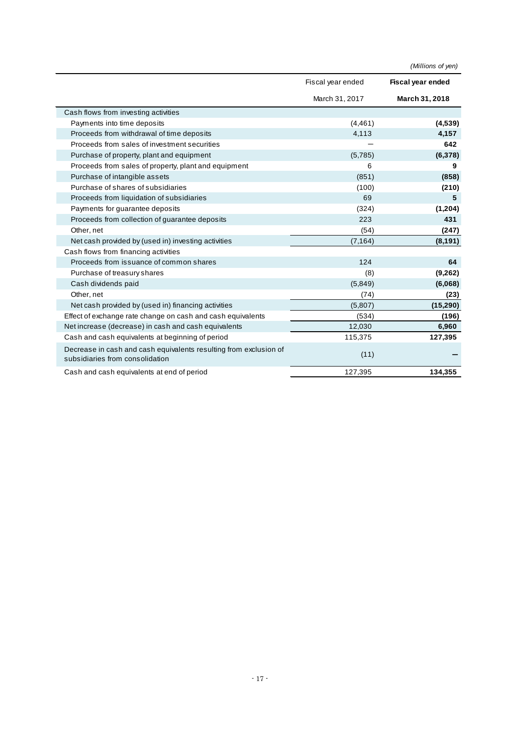*(Millions of yen)*

| | Fiscal year ended March 31, 2017 | **Fiscal year ended March 31, 2018** |
|---|---|---|
| Cash flows from investing activities | | |
| Payments into time deposits | (4,461) | **(4,539)** |
| Proceeds from withdrawal of time deposits | 4,113 | **4,157** |
| Proceeds from sales of investment securities | — | **642** |
| Purchase of property, plant and equipment | (5,785) | **(6,378)** |
| Proceeds from sales of property, plant and equipment | 6 | **9** |
| Purchase of intangible assets | (851) | **(858)** |
| Purchase of shares of subsidiaries | (100) | **(210)** |
| Proceeds from liquidation of subsidiaries | 69 | **5** |
| Payments for guarantee deposits | (324) | **(1,204)** |
| Proceeds from collection of guarantee deposits | 223 | **431** |
| Other, net | (54) | **(247)** |
| Net cash provided by (used in) investing activities | (7,164) | **(8,191)** |
| Cash flows from financing activities | | |
| Proceeds from issuance of common shares | 124 | **64** |
| Purchase of treasury shares | (8) | **(9,262)** |
| Cash dividends paid | (5,849) | **(6,068)** |
| Other, net | (74) | **(23)** |
| Net cash provided by (used in) financing activities | (5,807) | **(15,290)** |
| Effect of exchange rate change on cash and cash equivalents | (534) | **(196)** |
| Net increase (decrease) in cash and cash equivalents | 12,030 | **6,960** |
| Cash and cash equivalents at beginning of period | 115,375 | **127,395** |
| Decrease in cash and cash equivalents resulting from exclusion of subsidiaries from consolidation | (11) | **—** |
| Cash and cash equivalents at end of period | 127,395 | **134,355** |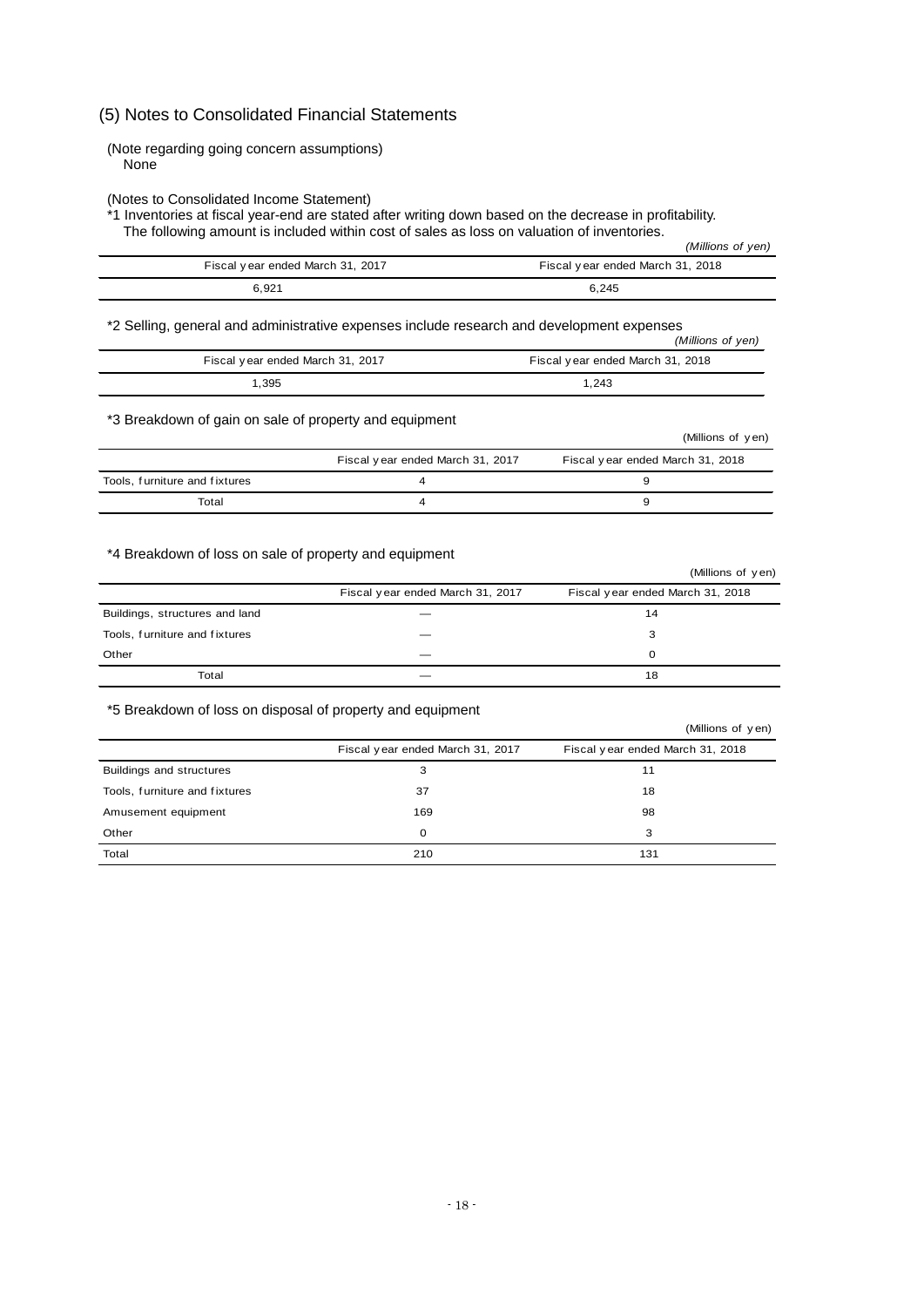## (5) Notes to Consolidated Financial Statements

(Note regarding going concern assumptions)
None

(Notes to Consolidated Income Statement)

*1 Inventories at fiscal year-end are stated after writing down based on the decrease in profitability.
The following amount is included within cost of sales as loss on valuation of inventories.

*(Millions of yen)*

| Fiscal year ended March 31, 2017 | Fiscal year ended March 31, 2018 |
|---|---|
| 6,921 | 6,245 |

*2 Selling, general and administrative expenses include research and development expenses

*(Millions of yen)*

| Fiscal year ended March 31, 2017 | Fiscal year ended March 31, 2018 |
|---|---|
| 1,395 | 1,243 |

*3 Breakdown of gain on sale of property and equipment

(Millions of yen)

| | Fiscal year ended March 31, 2017 | Fiscal year ended March 31, 2018 |
|---|---|---|
| Tools, furniture and fixtures | 4 | 9 |
| Total | 4 | 9 |

*4 Breakdown of loss on sale of property and equipment

(Millions of yen)

| | Fiscal year ended March 31, 2017 | Fiscal year ended March 31, 2018 |
|---|---|---|
| Buildings, structures and land | — | 14 |
| Tools, furniture and fixtures | — | 3 |
| Other | — | 0 |
| Total | — | 18 |

*5 Breakdown of loss on disposal of property and equipment

(Millions of yen)

| | Fiscal year ended March 31, 2017 | Fiscal year ended March 31, 2018 |
|---|---|---|
| Buildings and structures | 3 | 11 |
| Tools, furniture and fixtures | 37 | 18 |
| Amusement equipment | 169 | 98 |
| Other | 0 | 3 |
| Total | 210 | 131 |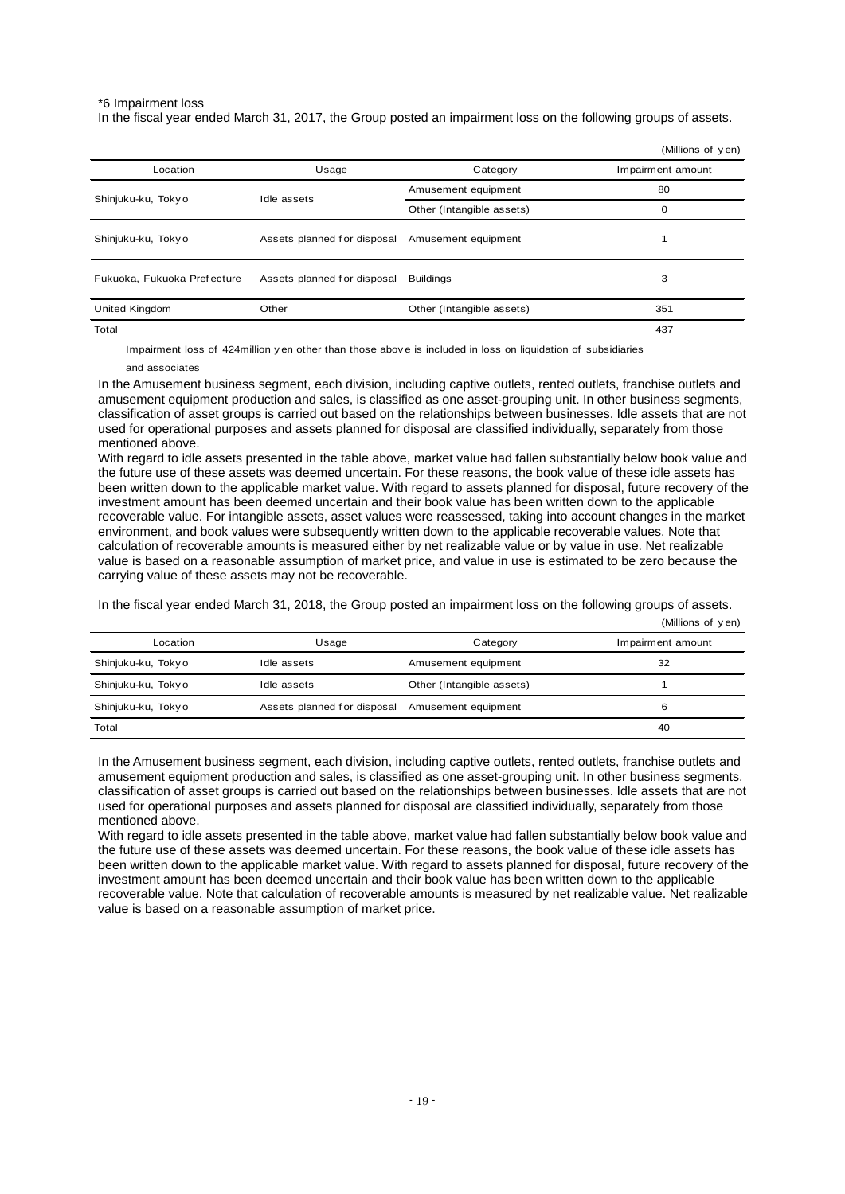\*6 Impairment loss

In the fiscal year ended March 31, 2017, the Group posted an impairment loss on the following groups of assets.

(Millions of yen)

| Location | Usage | Category | Impairment amount |
|---|---|---|---|
| Shinjuku-ku, Tokyo | Idle assets | Amusement equipment | 80 |
| | | Other (Intangible assets) | 0 |
| Shinjuku-ku, Tokyo | Assets planned for disposal | Amusement equipment | 1 |
| Fukuoka, Fukuoka Prefecture | Assets planned for disposal | Buildings | 3 |
| United Kingdom | Other | Other (Intangible assets) | 351 |
| Total | | | 437 |

Impairment loss of 424million yen other than those above is included in loss on liquidation of subsidiaries and associates

In the Amusement business segment, each division, including captive outlets, rented outlets, franchise outlets and amusement equipment production and sales, is classified as one asset-grouping unit. In other business segments, classification of asset groups is carried out based on the relationships between businesses. Idle assets that are not used for operational purposes and assets planned for disposal are classified individually, separately from those mentioned above.

With regard to idle assets presented in the table above, market value had fallen substantially below book value and the future use of these assets was deemed uncertain. For these reasons, the book value of these idle assets has been written down to the applicable market value. With regard to assets planned for disposal, future recovery of the investment amount has been deemed uncertain and their book value has been written down to the applicable recoverable value. For intangible assets, asset values were reassessed, taking into account changes in the market environment, and book values were subsequently written down to the applicable recoverable values. Note that calculation of recoverable amounts is measured either by net realizable value or by value in use. Net realizable value is based on a reasonable assumption of market price, and value in use is estimated to be zero because the carrying value of these assets may not be recoverable.

In the fiscal year ended March 31, 2018, the Group posted an impairment loss on the following groups of assets.

(Millions of yen)

| Location | Usage | Category | Impairment amount |
|---|---|---|---|
| Shinjuku-ku, Tokyo | Idle assets | Amusement equipment | 32 |
| Shinjuku-ku, Tokyo | Idle assets | Other (Intangible assets) | 1 |
| Shinjuku-ku, Tokyo | Assets planned for disposal | Amusement equipment | 6 |
| Total | | | 40 |

In the Amusement business segment, each division, including captive outlets, rented outlets, franchise outlets and amusement equipment production and sales, is classified as one asset-grouping unit. In other business segments, classification of asset groups is carried out based on the relationships between businesses. Idle assets that are not used for operational purposes and assets planned for disposal are classified individually, separately from those mentioned above.

With regard to idle assets presented in the table above, market value had fallen substantially below book value and the future use of these assets was deemed uncertain. For these reasons, the book value of these idle assets has been written down to the applicable market value. With regard to assets planned for disposal, future recovery of the investment amount has been deemed uncertain and their book value has been written down to the applicable recoverable value. Note that calculation of recoverable amounts is measured by net realizable value. Net realizable value is based on a reasonable assumption of market price.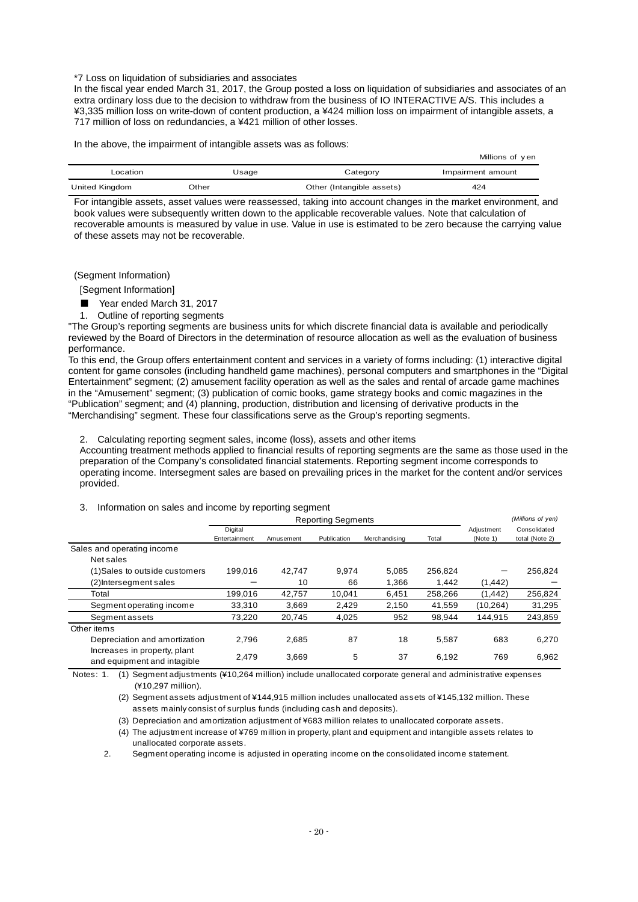\*7 Loss on liquidation of subsidiaries and associates

In the fiscal year ended March 31, 2017, the Group posted a loss on liquidation of subsidiaries and associates of an extra ordinary loss due to the decision to withdraw from the business of IO INTERACTIVE A/S. This includes a ¥3,335 million loss on write-down of content production, a ¥424 million loss on impairment of intangible assets, a 717 million of loss on redundancies, a ¥421 million of other losses.

In the above, the impairment of intangible assets was as follows:

Millions of yen

| Location | Usage | Category | Impairment amount |
|---|---|---|---|
| United Kingdom | Other | Other (Intangible assets) | 424 |

For intangible assets, asset values were reassessed, taking into account changes in the market environment, and book values were subsequently written down to the applicable recoverable values. Note that calculation of recoverable amounts is measured by value in use. Value in use is estimated to be zero because the carrying value of these assets may not be recoverable.

(Segment Information)

[Segment Information]

■ Year ended March 31, 2017

1. Outline of reporting segments

"The Group's reporting segments are business units for which discrete financial data is available and periodically reviewed by the Board of Directors in the determination of resource allocation as well as the evaluation of business performance.

To this end, the Group offers entertainment content and services in a variety of forms including: (1) interactive digital content for game consoles (including handheld game machines), personal computers and smartphones in the "Digital Entertainment" segment; (2) amusement facility operation as well as the sales and rental of arcade game machines in the "Amusement" segment; (3) publication of comic books, game strategy books and comic magazines in the "Publication" segment; and (4) planning, production, distribution and licensing of derivative products in the "Merchandising" segment. These four classifications serve as the Group's reporting segments.

2. Calculating reporting segment sales, income (loss), assets and other items

Accounting treatment methods applied to financial results of reporting segments are the same as those used in the preparation of the Company's consolidated financial statements. Reporting segment income corresponds to operating income. Intersegment sales are based on prevailing prices in the market for the content and/or services provided.

3. Information on sales and income by reporting segment

*(Millions of yen)*

| | Reporting Segments | | | | | Adjustment (Note 1) | Consolidated total (Note 2) |
|---|---|---|---|---|---|---|---|
| | Digital Entertainment | Amusement | Publication | Merchandising | Total | | |
| Sales and operating income | | | | | | | |
| Net sales | | | | | | | |
| (1)Sales to outside customers | 199,016 | 42,747 | 9,974 | 5,085 | 256,824 | — | 256,824 |
| (2)Intersegment sales | — | 10 | 66 | 1,366 | 1,442 | (1,442) | — |
| Total | 199,016 | 42,757 | 10,041 | 6,451 | 258,266 | (1,442) | 256,824 |
| Segment operating income | 33,310 | 3,669 | 2,429 | 2,150 | 41,559 | (10,264) | 31,295 |
| Segment assets | 73,220 | 20,745 | 4,025 | 952 | 98,944 | 144,915 | 243,859 |
| Other items | | | | | | | |
| Depreciation and amortization | 2,796 | 2,685 | 87 | 18 | 5,587 | 683 | 6,270 |
| Increases in property, plant and equipment and intagible | 2,479 | 3,669 | 5 | 37 | 6,192 | 769 | 6,962 |

Notes: 1. (1) Segment adjustments (¥10,264 million) include unallocated corporate general and administrative expenses (¥10,297 million).

(2) Segment assets adjustment of ¥144,915 million includes unallocated assets of ¥145,132 million. These assets mainly consist of surplus funds (including cash and deposits).

(3) Depreciation and amortization adjustment of ¥683 million relates to unallocated corporate assets.

(4) The adjustment increase of ¥769 million in property, plant and equipment and intangible assets relates to unallocated corporate assets.

2. Segment operating income is adjusted in operating income on the consolidated income statement.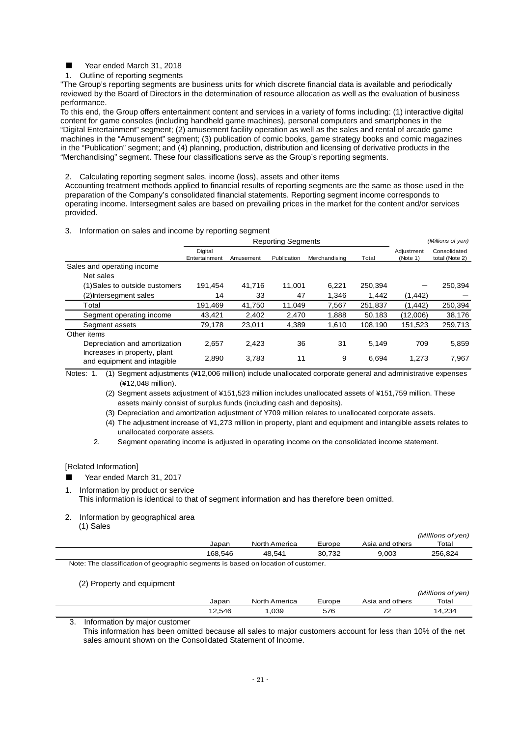■ Year ended March 31, 2018

1. Outline of reporting segments

"The Group's reporting segments are business units for which discrete financial data is available and periodically reviewed by the Board of Directors in the determination of resource allocation as well as the evaluation of business performance.

To this end, the Group offers entertainment content and services in a variety of forms including: (1) interactive digital content for game consoles (including handheld game machines), personal computers and smartphones in the "Digital Entertainment" segment; (2) amusement facility operation as well as the sales and rental of arcade game machines in the "Amusement" segment; (3) publication of comic books, game strategy books and comic magazines in the "Publication" segment; and (4) planning, production, distribution and licensing of derivative products in the "Merchandising" segment. These four classifications serve as the Group's reporting segments.

2. Calculating reporting segment sales, income (loss), assets and other items

Accounting treatment methods applied to financial results of reporting segments are the same as those used in the preparation of the Company's consolidated financial statements. Reporting segment income corresponds to operating income. Intersegment sales are based on prevailing prices in the market for the content and/or services provided.

3. Information on sales and income by reporting segment

*(Millions of yen)*

| | Reporting Segments | | | | | | |
|---|---|---|---|---|---|---|---|
| | Digital Entertainment | Amusement | Publication | Merchandising | Total | Adjustment (Note 1) | Consolidated total (Note 2) |
| Sales and operating income | | | | | | | |
| Net sales | | | | | | | |
| (1)Sales to outside customers | 191,454 | 41,716 | 11,001 | 6,221 | 250,394 | ― | 250,394 |
| (2)Intersegment sales | 14 | 33 | 47 | 1,346 | 1,442 | (1,442) | ― |
| Total | 191,469 | 41,750 | 11,049 | 7,567 | 251,837 | (1,442) | 250,394 |
| Segment operating income | 43,421 | 2,402 | 2,470 | 1,888 | 50,183 | (12,006) | 38,176 |
| Segment assets | 79,178 | 23,011 | 4,389 | 1,610 | 108,190 | 151,523 | 259,713 |
| Other items | | | | | | | |
| Depreciation and amortization | 2,657 | 2,423 | 36 | 31 | 5,149 | 709 | 5,859 |
| Increases in property, plant and equipment and intangible | 2,890 | 3,783 | 11 | 9 | 6,694 | 1,273 | 7,967 |

Notes: 1. (1) Segment adjustments (¥12,006 million) include unallocated corporate general and administrative expenses (¥12,048 million).

(2) Segment assets adjustment of ¥151,523 million includes unallocated assets of ¥151,759 million. These assets mainly consist of surplus funds (including cash and deposits).

(3) Depreciation and amortization adjustment of ¥709 million relates to unallocated corporate assets.

(4) The adjustment increase of ¥1,273 million in property, plant and equipment and intangible assets relates to unallocated corporate assets.

2. Segment operating income is adjusted in operating income on the consolidated income statement.

[Related Information]

■ Year ended March 31, 2017

1. Information by product or service

This information is identical to that of segment information and has therefore been omitted.

2. Information by geographical area

(1) Sales

*(Millions of yen)*

| Japan | North America | Europe | Asia and others | Total |
|---|---|---|---|---|
| 168,546 | 48,541 | 30,732 | 9,003 | 256,824 |

Note: The classification of geographic segments is based on location of customer.

(2) Property and equipment

*(Millions of yen)*

| Japan | North America | Europe | Asia and others | Total |
|---|---|---|---|---|
| 12,546 | 1,039 | 576 | 72 | 14,234 |

3. Information by major customer

This information has been omitted because all sales to major customers account for less than 10% of the net sales amount shown on the Consolidated Statement of Income.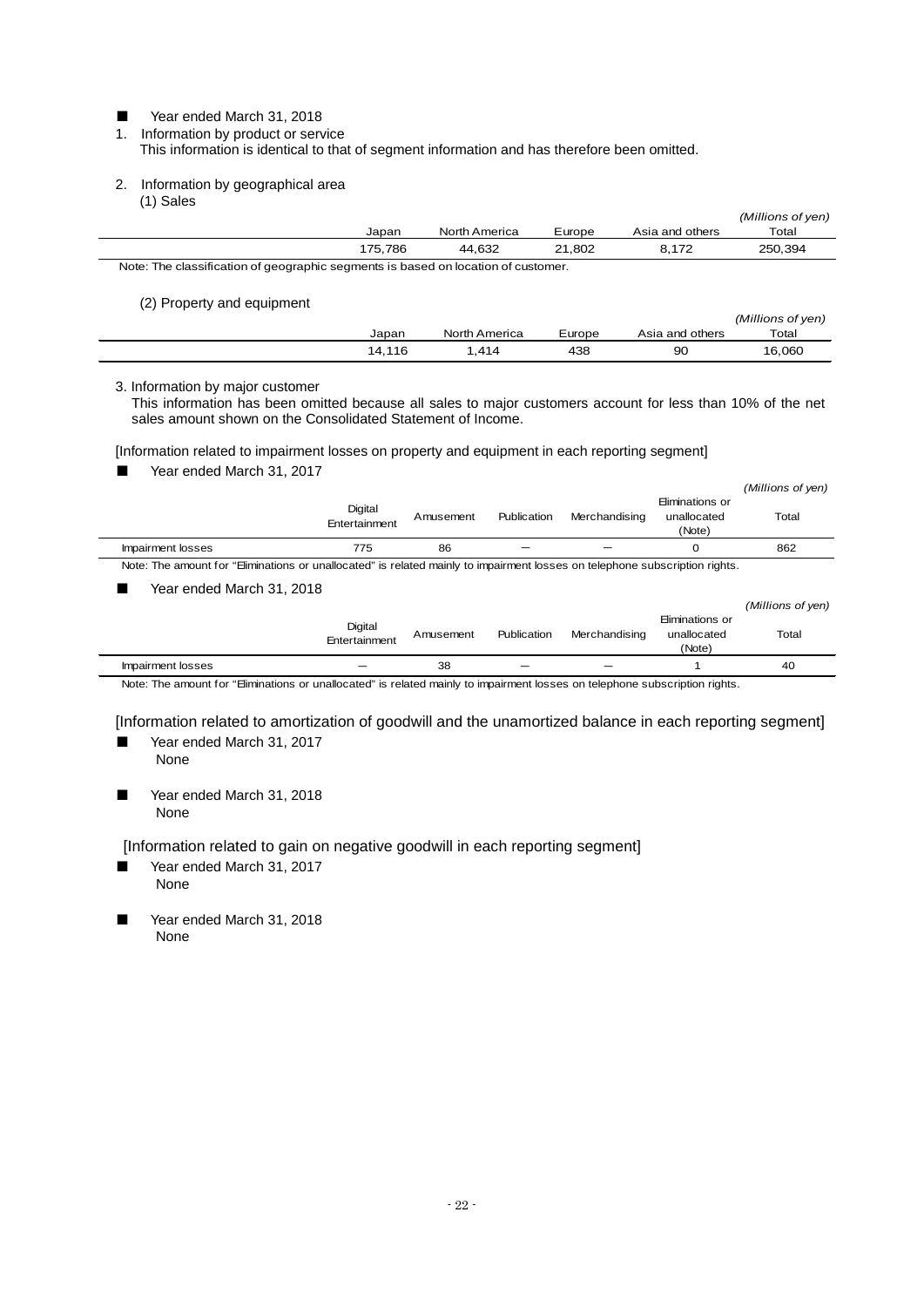■ Year ended March 31, 2018

1. Information by product or service

This information is identical to that of segment information and has therefore been omitted.

2. Information by geographical area

(1) Sales

*(Millions of yen)*

| Japan | North America | Europe | Asia and others | Total |
|---|---|---|---|---|
| 175,786 | 44,632 | 21,802 | 8,172 | 250,394 |

Note: The classification of geographic segments is based on location of customer.

(2) Property and equipment

*(Millions of yen)*

| Japan | North America | Europe | Asia and others | Total |
|---|---|---|---|---|
| 14,116 | 1,414 | 438 | 90 | 16,060 |

3. Information by major customer

This information has been omitted because all sales to major customers account for less than 10% of the net sales amount shown on the Consolidated Statement of Income.

[Information related to impairment losses on property and equipment in each reporting segment]

■ Year ended March 31, 2017

*(Millions of yen)*

| | Digital Entertainment | Amusement | Publication | Merchandising | Eliminations or unallocated (Note) | Total |
|---|---|---|---|---|---|---|
| Impairment losses | 775 | 86 | — | — | 0 | 862 |

Note: The amount for "Eliminations or unallocated" is related mainly to impairment losses on telephone subscription rights.

■ Year ended March 31, 2018

*(Millions of yen)*

| | Digital Entertainment | Amusement | Publication | Merchandising | Eliminations or unallocated (Note) | Total |
|---|---|---|---|---|---|---|
| Impairment losses | — | 38 | — | — | 1 | 40 |

Note: The amount for "Eliminations or unallocated" is related mainly to impairment losses on telephone subscription rights.

[Information related to amortization of goodwill and the unamortized balance in each reporting segment]

■ Year ended March 31, 2017

None

■ Year ended March 31, 2018

None

[Information related to gain on negative goodwill in each reporting segment]

■ Year ended March 31, 2017

None

■ Year ended March 31, 2018

None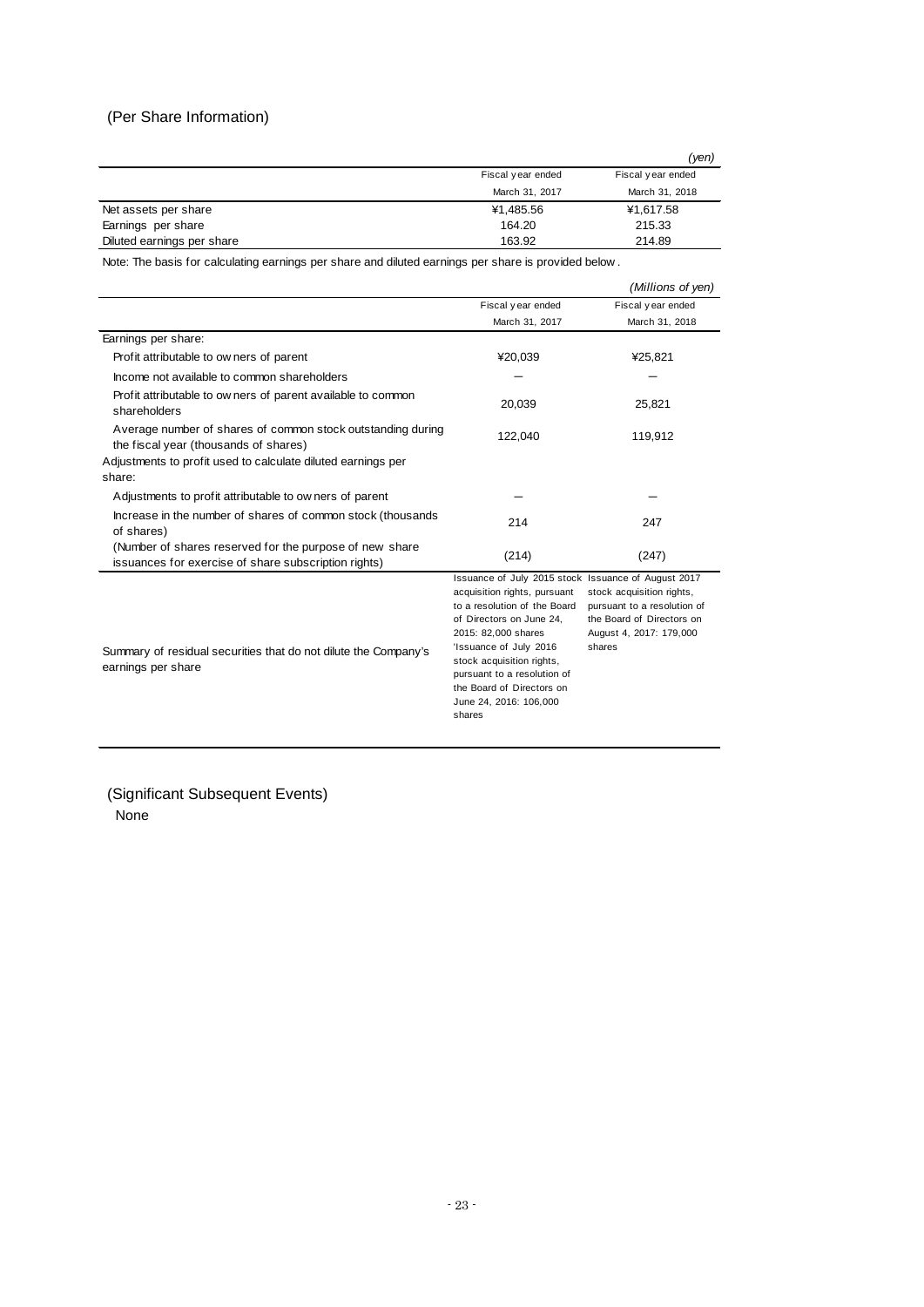## (Per Share Information)

| | Fiscal year ended March 31, 2017 | Fiscal year ended March 31, 2018 |
|---|---|---|
| | | *(yen)* |
| Net assets per share | ¥1,485.56 | ¥1,617.58 |
| Earnings per share | 164.20 | 215.33 |
| Diluted earnings per share | 163.92 | 214.89 |

Note: The basis for calculating earnings per share and diluted earnings per share is provided below.

| | Fiscal year ended March 31, 2017 | Fiscal year ended March 31, 2018 |
|---|---|---|
| | | *(Millions of yen)* |
| Earnings per share: | | |
| Profit attributable to owners of parent | ¥20,039 | ¥25,821 |
| Income not available to common shareholders | ― | ― |
| Profit attributable to owners of parent available to common shareholders | 20,039 | 25,821 |
| Average number of shares of common stock outstanding during the fiscal year (thousands of shares) | 122,040 | 119,912 |
| Adjustments to profit used to calculate diluted earnings per share: | | |
| Adjustments to profit attributable to owners of parent | ― | ― |
| Increase in the number of shares of common stock (thousands of shares) | 214 | 247 |
| (Number of shares reserved for the purpose of new share issuances for exercise of share subscription rights) | (214) | (247) |
| Summary of residual securities that do not dilute the Company's earnings per share | Issuance of July 2015 stock acquisition rights, pursuant to a resolution of the Board of Directors on June 24, 2015: 82,000 shares 'Issuance of July 2016 stock acquisition rights, pursuant to a resolution of the Board of Directors on June 24, 2016: 106,000 shares | Issuance of August 2017 stock acquisition rights, pursuant to a resolution of the Board of Directors on August 4, 2017: 179,000 shares |

## (Significant Subsequent Events)

None